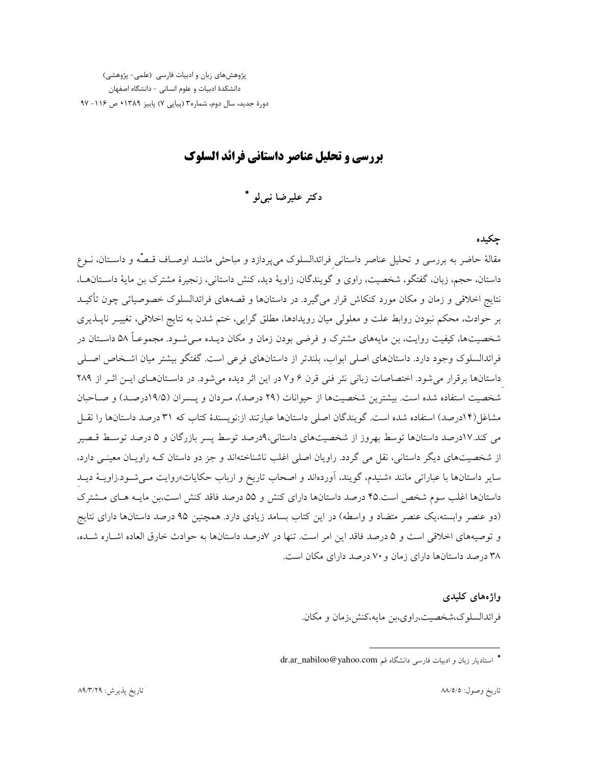# بررسی و تحلیل عناصر داستانی فرائد السلوک

**دکتر علیرضا نبی‌لو** *

## چکیده

مقالهٔ حاضر به بررسی و تحلیل عناصر داستانیِ فرائدالسلوک می‌پردازد و مباحثی مانند اوصاف قصّه و داستان، نوع داستان، حجم، زبان، گفتگو، شخصیت، راوی و گویندگان، زاویهٔ دید، کنش داستانی، زنجیرهٔ مشترک بن مایهٔ داستان‌ها، نتایج اخلاقی و زمان و مکان مورد کنکاش قرار می‌گیرد. در داستان‌ها و قصه‌های فرائدالسلوک خصوصیاتی چون تأکید بر حوادث، محکم نبودن روابط علت و معلولی میان رویدادها، مطلق گرایی، ختم شدن به نتایج اخلاقی، تغییر ناپذیری شخصیت‌ها، کیفیت روایت، بن مایه‌های مشترک و فرضی بودن زمان و مکان دیده می‌شود. مجموعاً ۵۸ داستان در فرائدالسلوک وجود دارد. داستان‌های اصلی ابواب، بلندتر از داستان‌های فرعی است. گفتگو بیشتر میان اشخاص اصلی داستان‌ها برقرار می‌شود. اختصاصات زبانی نثر فنی قرن ۶ و۷ در این اثر دیده می‌شود. در داستان‌های این اثر از ۲۸۹ شخصیت استفاده شده است. بیشترین شخصیت‌ها از حیوانات (۲۹ درصد)، مردان و پسران (۱۹/۵درصد) و صاحبان مشاغل(۱۴درصد) استفاده شده است. گویندگان اصلی داستان‌ها عبارتند از:نویسندهٔ کتاب که ۳۱ درصد داستان‌ها را نقل می کند.۱۷درصد داستان‌ها توسط بهروز از شخصیت‌های داستانی،۹درصد توسط پسر بازرگان و ۵ درصد توسط قصیر از شخصیت‌های دیگر داستانی، نقل می گردد. راویان اصلی اغلب ناشناخته‌اند و جز دو داستان که راویان معینی دارد، سایر داستان‌ها با عباراتی مانند «شنیدم، گویند، آورده‌اند و اصحاب تاریخ و ارباب حکایات»روایت می‌شود.زاویهٔ دید داستان‌ها اغلب سوم شخص است.۴۵ درصد داستان‌ها دارای کنش و ۵۵ درصد فاقد کنش است،بن مایه های مشترک (دو عنصر وابسته،یک عنصر متضاد و واسطه) در این کتاب بسامد زیادی دارد. همچنین ۹۵ درصد داستان‌ها دارای نتایج و توصیه‌های اخلاقی است و ۵ درصد فاقد این امر است. تنها در ۷درصد داستان‌ها به حوادث خارق العاده اشاره شده، ۳۸ درصد داستان‌ها دارای زمان و ۷۰ درصد دارای مکان است.

## واژه‌های کلیدی

فرائدالسلوک،شخصیت،راوی،بن مایه،کنش،زمان و مکان.

---

* استادیار زبان و ادبیات فارسی دانشگاه قم dr.ar_nabiloo@yahoo.com

تاریخ وصول: ۸۸/۵/۵ — تاریخ پذیرش: ۸۹/۳/۲۹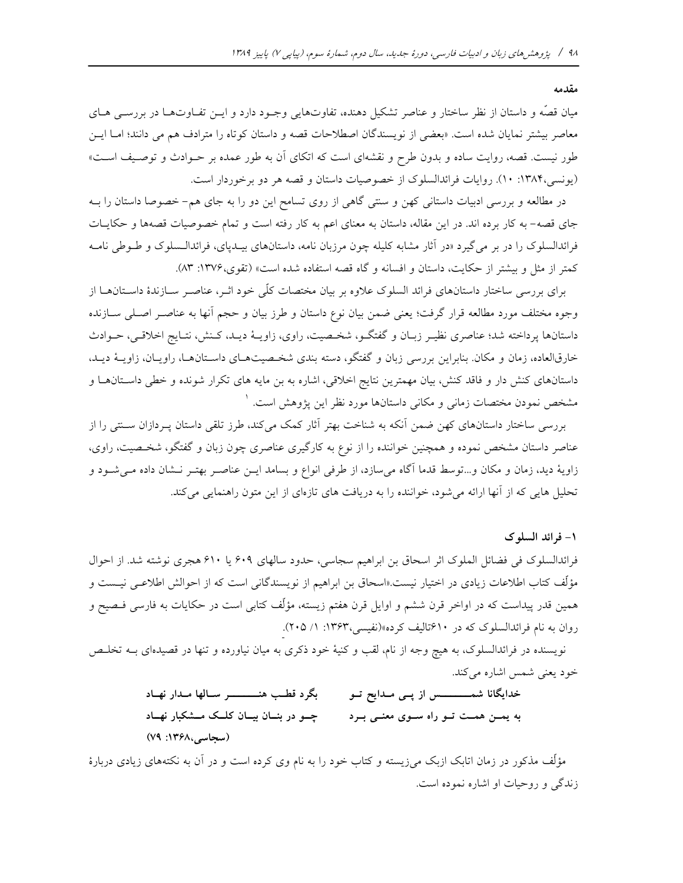## مقدمه

میان قصّه و داستان از نظر ساختار و عناصر تشکیل دهنده، تفاوت‌هایی وجود دارد و این تفاوت‌ها در بررسی های معاصر بیشتر نمایان شده است. «بعضی از نویسندگان اصطلاحات قصه و داستان کوتاه را مترادف هم می دانند؛ اما این طور نیست. قصه، روایت ساده و بدون طرح و نقشه‌ای است که اتکای آن به طور عمده بر حوادث و توصیف است» (یونسی،۱۳۸۴: ۱۰). روایات فرائدالسلوک از خصوصیات داستان و قصه هر دو برخوردار است.

در مطالعه و بررسی ادبیات داستانی کهن و سنتی گاهی از روی تسامح این دو را به جای هم- خصوصا داستان را به جای قصه- به کار برده اند. در این مقاله، داستان به معنای اعم به کار رفته است و تمام خصوصیات قصه‌ها و حکایات فرائدالسلوک را در بر می‌گیرد «در آثار مشابه کلیله چون مرزبان نامه، داستان‌های بیدپای، فرائدالسلوک و طوطی نامه کمتر از مثل و بیشتر از حکایت، داستان و افسانه و گاه قصه استفاده شده است» (تقوی،۱۳۷۶: ۸۳).

برای بررسی ساختار داستان‌های فرائد السلوک علاوه بر بیان مختصات کلّی خود اثر، عناصر سازندهٔ داستان‌ها از وجوه مختلف مورد مطالعه قرار گرفت؛ یعنی ضمن بیان نوع داستان و طرز بیان و حجم آنها به عناصر اصلی سازنده داستان‌ها پرداخته شد؛ عناصری نظیر زبان و گفتگو، شخصیت، راوی، زاویهٔ دید، کنش، نتایج اخلاقی، حوادث خارق‌العاده، زمان و مکان. بنابراین بررسی زبان و گفتگو، دسته بندی شخصیت‌های داستان‌ها، راویان، زاویهٔ دید، داستان‌های کنش دار و فاقد کنش، بیان مهمترین نتایج اخلاقی، اشاره به بن مایه های تکرار شونده و خطی داستان‌ها و مشخص نمودن مختصات زمانی و مکانی داستان‌ها مورد نظر این پژوهش است. [1]

بررسی ساختار داستان‌های کهن ضمن آنکه به شناخت بهتر آثار کمک می‌کند، طرز تلقی داستان پردازان سنتی را از عناصر داستان مشخص نموده و همچنین خواننده را از نوع به کارگیری عناصری چون زبان و گفتگو، شخصیت، راوی، زاویهٔ دید، زمان و مکان و...توسط قدما آگاه می‌سازد، از طرفی انواع و بسامد این عناصر بهتر نشان داده می‌شود و تحلیل هایی که از آنها ارائه می‌شود، خواننده را به دریافت های تازه‌ای از این متون راهنمایی می‌کند.

## ۱- فرائد السلوک

فرائدالسلوک فی فضائل الملوک اثر اسحاق بن ابراهیم سجاسی، حدود سالهای ۶۰۹ یا ۶۱۰ هجری نوشته شد. از احوال مؤلّف کتاب اطلاعات زیادی در اختیار نیست.«اسحاق بن ابراهیم از نویسندگانی است که از احوالش اطلاعی نیست و همین قدر پیداست که در اواخر قرن ششم و اوایل قرن هفتم زیسته، مؤلّف کتابی است در حکایات به فارسی فصیح و روان به نام فرائدالسلوک که در ۶۱۰تالیف کرده»(نفیسی،۱۳۶۳: ۱/ ۲۰۵).

نویسنده در فرائدالسلوک، به هیچ وجه از نام، لقب و کنیهٔ خود ذکری به میان نیاورده و تنها در قصیده‌ای به تخلص خود یعنی شمس اشاره می‌کند.

**خدایگانا شمس از پی مدایح تو — بگرد قطب هنر سالها مدار نهاد**

**به یمن همت تو راه سوی معنی برد — چو در بنان بیان کلک مشکبار نهاد**

**(سجاسی،۱۳۶۸: ۷۹)**

مؤلّف مذکور در زمان اتابک ازبک می‌زیسته و کتاب خود را به نام وی کرده است و در آن به نکته‌های زیادی دربارهٔ زندگی و روحیات او اشاره نموده است.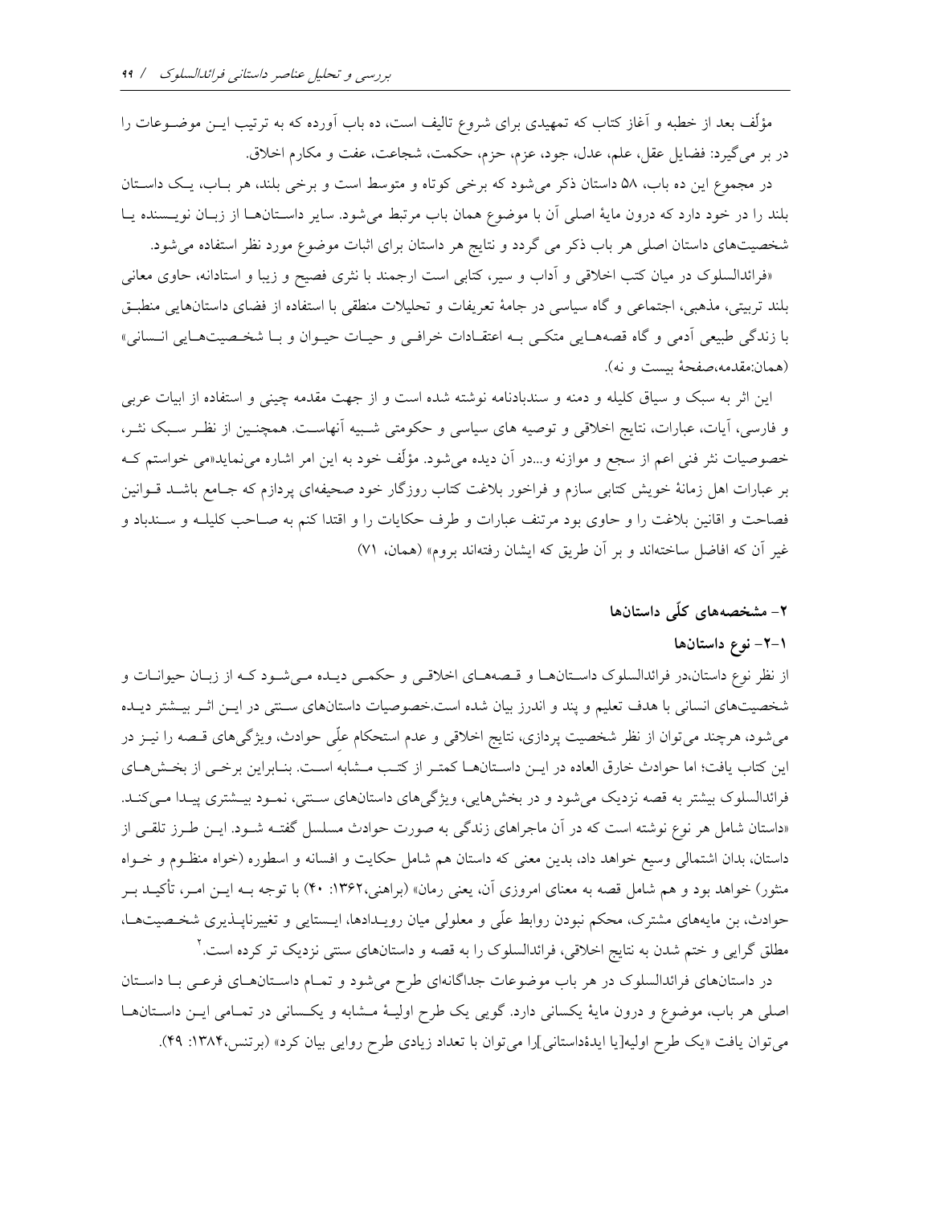مؤلّف بعد از خطبه و آغاز کتاب که تمهیدی برای شروع تالیف است، ده باب آورده که به ترتیب این موضوعات را در بر می‌گیرد: فضایل عقل، علم، عدل، جود، عزم، حزم، حکمت، شجاعت، عفت و مکارم اخلاق.

در مجموع این ده باب، ۵۸ داستان ذکر می‌شود که برخی کوتاه و متوسط است و برخی بلند، هر باب، یک داستان بلند را در خود دارد که درون مایهٔ اصلی آن با موضوع همان باب مرتبط می‌شود. سایر داستان‌ها از زبان نویسنده یا شخصیت‌های داستان اصلی هر باب ذکر می گردد و نتایج هر داستان برای اثبات موضوع مورد نظر استفاده می‌شود.

«فرائدالسلوک در میان کتب اخلاقی و آداب و سیر، کتابی است ارجمند با نثری فصیح و زیبا و استادانه، حاوی معانی بلند تربیتی، مذهبی، اجتماعی و گاه سیاسی در جامهٔ تعریفات و تحلیلات منطقی با استفاده از فضای داستانهایی منطبق با زندگی طبیعی آدمی و گاه قصه‌هایی متکی به اعتقادات خرافی و حیات حیوان و با شخصیت‌هایی انسانی» (همان:مقدمه،صفحهٔ بیست و نه).

این اثر به سبک و سیاق کلیله و دمنه و سندبادنامه نوشته شده است و از جهت مقدمه چینی و استفاده از ابیات عربی و فارسی، آیات، عبارات، نتایج اخلاقی و توصیه های سیاسی و حکومتی شبیه آنهاست. همچنین از نظر سبک نثر، خصوصیات نثر فنی اعم از سجع و موازنه و...در آن دیده می‌شود. مؤلّف خود به این امر اشاره می‌نماید«می خواستم که بر عبارات اهل زمانهٔ خویش کتابی سازم و فراخور بلاغت کتاب روزگار خود صحیفه‌ای پردازم که جامع باشد قوانین فصاحت و اقانین بلاغت را و حاوی بود مرتنف عبارات و طرف حکایات را و اقتدا کنم به صاحب کلیله و سندباد و غیر آن که افاضل ساخته‌اند و بر آن طریق که ایشان رفته‌اند بروم» (همان، ۷۱)

## ۲- مشخصه‌های کلّی داستان‌ها

### ۲-۱- نوع داستان‌ها

از نظر نوع داستان،در فرائدالسلوک داستان‌ها و قصه‌های اخلاقی و حکمی دیده می‌شود که از زبان حیوانات و شخصیت‌های انسانی با هدف تعلیم و پند و اندرز بیان شده است.خصوصیات داستان‌های سنتی در این اثر بیشتر دیده می‌شود، هرچند می‌توان از نظر شخصیت پردازی، نتایج اخلاقی و عدم استحکام علّی حوادث، ویژگی‌های قصه را نیز در این کتاب یافت؛ اما حوادث خارق العاده در این داستان‌ها کمتر از کتب مشابه است. بنابراین برخی از بخش‌های فرائدالسلوک بیشتر به قصه نزدیک می‌شود و در بخش‌هایی، ویژگی‌های داستان‌های سنتی، نمود بیشتری پیدا می‌کند. «داستان شامل هر نوع نوشته است که در آن ماجراهای زندگی به صورت حوادث مسلسل گفته شود. این طرز تلقی از داستان، بدان اشتمالی وسیع خواهد داد، بدین معنی که داستان هم شامل حکایت و افسانه و اسطوره (خواه منظوم و خواه منثور) خواهد بود و هم شامل قصه به معنای امروزی آن، یعنی رمان» (براهنی،۱۳۶۲: ۴۰) با توجه به این امر، تأکید بر حوادث، بن مایه‌های مشترک، محکم نبودن روابط علّی و معلولی میان رویدادها، ایستایی و تغییرناپذیری شخصیت‌ها، مطلق گرایی و ختم شدن به نتایج اخلاقی، فرائدالسلوک را به قصه و داستان‌های سنتی نزدیک تر کرده است.[۲]

در داستان‌های فرائدالسلوک در هر باب موضوعات جداگانه‌ای طرح می‌شود و تمام داستان‌های فرعی با داستان اصلی هر باب، موضوع و درون مایهٔ یکسانی دارد. گویی یک طرح اولیهٔ مشابه و یکسانی در تمامی این داستان‌ها می‌توان یافت «یک طرح اولیه[یا ایدهٔداستانی]را می‌توان با تعداد زیادی طرح روایی بیان کرد» (برتنس،۱۳۸۴: ۴۹).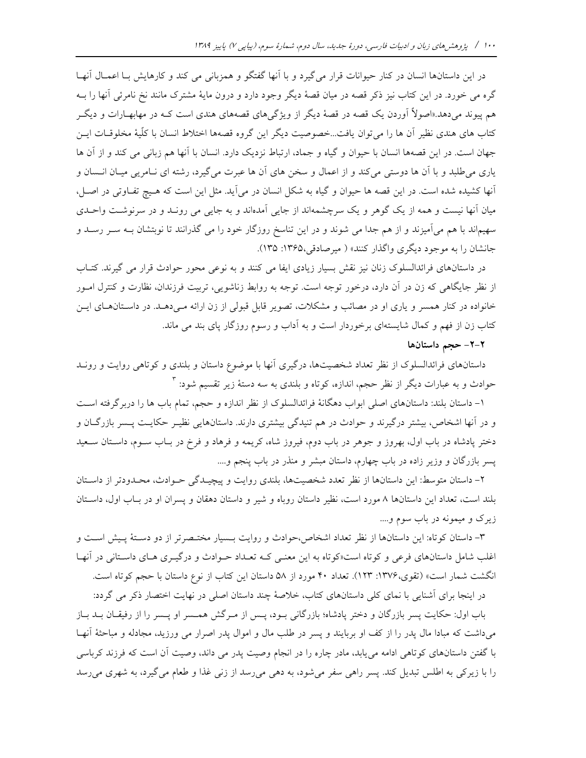در این داستان‌ها انسان در کنار حیوانات قرار می‌گیرد و با آنها گفتگو و همزبانی می کند و کارهایش بـا اعمـال آنهـا گره می خورد. در این کتاب نیز ذکر قصه در میان قصهٔ دیگر وجود دارد و درون مایهٔ مشترک مانند نخ نامرئی آنها را بـه هم پیوند می‌دهد.«اصولاً آوردن یک قصه در قصهٔ دیگر از ویژگی‌های قصه‌های هندی است کـه در مهابهـارات و دیگـر کتاب های هندی نظیر آن ها را می‌توان یافت...خصوصیت دیگر این گروه قصه‌ها اختلاط انسان با کلّیهٔ مخلوقـات ایـن جهان است. در این قصه‌ها انسان با حیوان و گیاه و جماد، ارتباط نزدیک دارد. انسان با آنها هم زبانی می کند و از آن ها یاری می‌طلبد و با آن ها دوستی می‌کند و از اعمال و سخن های آن ها عبرت می‌گیرد، رشته ای نـامریی میـان انـسان و آنها کشیده شده است. در این قصه ها حیوان و گیاه به شکل انسان در می‌آید. مثل این است که هـیچ تفـاوتی در اصـل، میان آنها نیست و همه از یک گوهر و یک سرچشمه‌اند از جایی آمده‌اند و به جایی می رونـد و در سرنوشـت واحـدی سهیم‌اند با هم می‌آمیزند و از هم جدا می شوند و در این تناسخ روزگار خود را می گذرانند تا نوبتشان بـه سـر رسـد و جانشان را به موجود دیگری واگذار کنند» ( میرصادقی،۱۳۶۵: ۱۳۵).

در داستان‌های فرائدالسلوک زنان نیز نقش بسیار زیادی ایفا می کنند و به نوعی محور حوادث قرار می گیرند. کتـاب از نظر جایگاهی که زن در آن دارد، درخور توجه است. توجه به روابط زناشویی، تربیت فرزندان، نظارت و کنترل امـور خانواده در کنار همسر و یاری او در مصائب و مشکلات، تصویر قابل قبولی از زن ارائه مـی‌دهـد. در داسـتان‌هـای ایـن کتاب زن از فهم و کمال شایسته‌ای برخوردار است و به آداب و رسوم روزگار پای بند می ماند.

### ۲-۲- حجم داستان‌ها

داستان‌های فرائدالسلوک از نظر تعداد شخصیت‌ها، درگیری آنها با موضوع داستان و بلندی و کوتاهی روایت و رونـد حوادث و به عبارات دیگر از نظر حجم، اندازه، کوتاه و بلندی به سه دستهٔ زیر تقسیم شود: [۳]

۱- داستان بلند: داستان‌های اصلی ابواب دهگانهٔ فرائدالسلوک از نظر اندازه و حجم، تمام باب ها را دربرگرفته اسـت و در آنها اشخاص، بیشتر درگیرند و حوادث در هم تنیدگی بیشتری دارند. داستان‌هایی نظیـر حکایـت پـسر بازرگـان و دختر پادشاه در باب اول، بهروز و جوهر در باب دوم، فیروز شاه، کریمه و فرهاد و فرخ در بـاب سـوم، داسـتان سـعید پسر بازرگان و وزیر زاده در باب چهارم، داستان مبشر و منذر در باب پنجم و....

۲- داستان متوسط: این داستان‌ها از نظر تعدد شخصیت‌ها، بلندی روایت و پیچیـدگی حـوادث، محـدودتر از داسـتان بلند است، تعداد این داستان‌ها ۸ مورد است، نظیر داستان روباه و شیر و داستان دهقان و پسران او در بـاب اول، داسـتان زیرک و میمونه در باب سوم و....

۳- داستان کوتاه: این داستان‌ها از نظر تعداد اشخاص،حوادث و روایت بـسیار مختـصرتر از دو دسـتهٔ پـیش اسـت و اغلب شامل داستان‌های فرعی و کوتاه است«کوتاه به این معنـی کـه تعـداد حـوادث و درگیـری هـای داسـتانی در آنهـا انگشت شمار است» (تقوی،۱۳۷۶: ۱۲۳). تعداد ۴۰ مورد از ۵۸ داستان این کتاب از نوع داستان با حجم کوتاه است.

در اینجا برای آشنایی با نمای کلی داستان‌های کتاب، خلاصهٔ چند داستان اصلی در نهایت اختصار ذکر می گردد:

باب اول: حکایت پسر بازرگان و دختر پادشاه؛ بازرگانی بـود، پـس از مـرگش همـسر او پـسر را از رفیقـان بـد بـاز می‌داشت که مبادا مال پدر را از کف او بربایند و پسر در طلب مال و اموال پدر اصرار می ورزید، مجادله و مباحثهٔ آنهـا با گفتن داستان‌های کوتاهی ادامه می‌یابد، مادر چاره را در انجام وصیت پدر می داند، وصیت آن است که فرزند کرباسی را با زیرکی به اطلس تبدیل کند. پسر راهی سفر می‌شود، به دهی می‌رسد از زنی غذا و طعام می‌گیرد، به شهری می‌رسد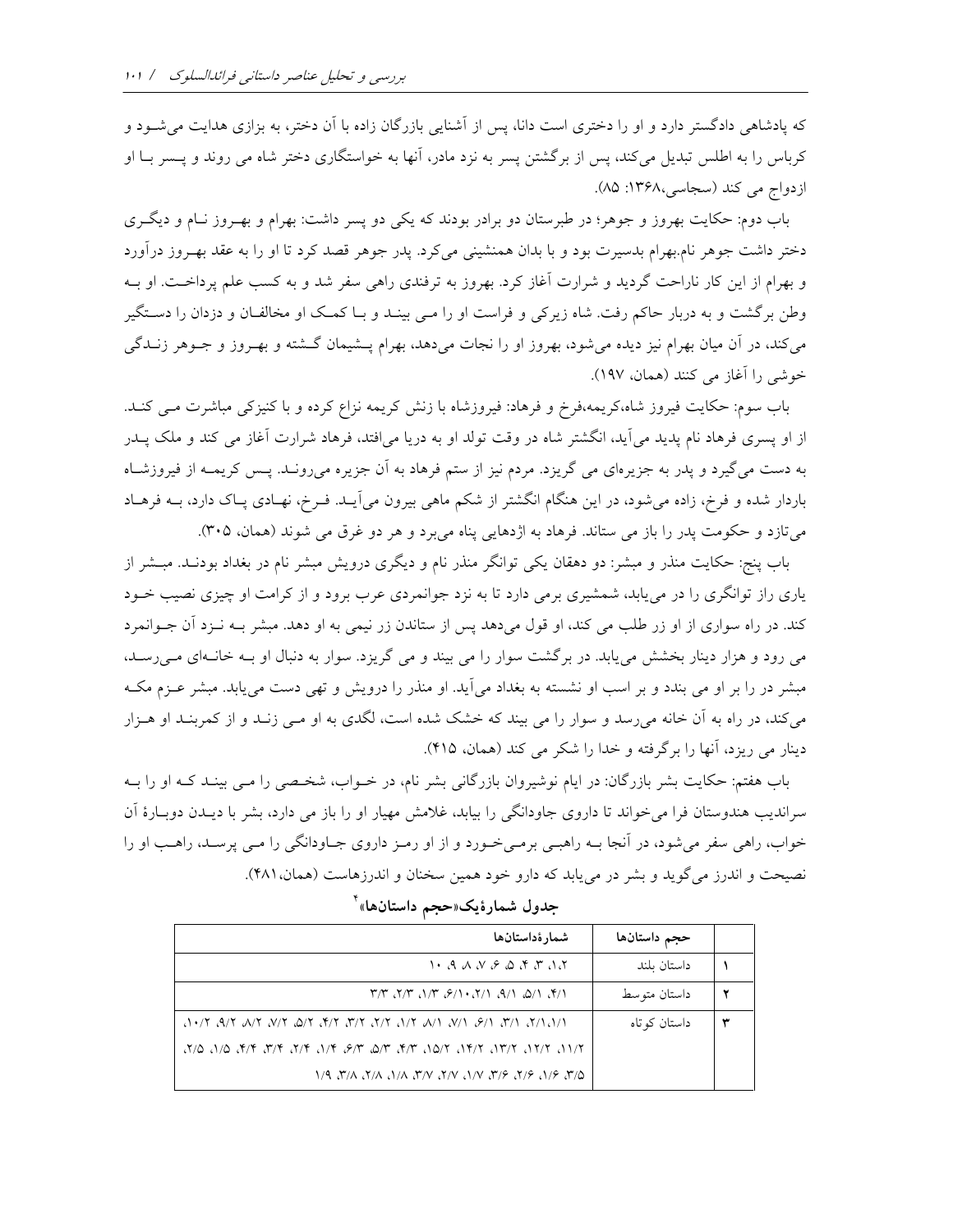که پادشاهی دادگستر دارد و او را دختری است دانا، پس از آشنایی بازرگان زاده با آن دختر، به بزازی هدایت می‌شود و کرباس را به اطلس تبدیل می‌کند، پس از برگشتن پسر به نزد مادر، آنها به خواستگاری دختر شاه می روند و پسر با او ازدواج می کند (سجاسی،۱۳۶۸: ۸۵).

باب دوم: حکایت بهروز و جوهر؛ در طبرستان دو برادر بودند که یکی دو پسر داشت: بهرام و بهروز نام و دیگری دختر داشت جوهر نام.بهرام بدسیرت بود و با بدان همنشینی می‌کرد. پدر جوهر قصد کرد تا او را به عقد بهروز درآورد و بهرام از این کار ناراحت گردید و شرارت آغاز کرد. بهروز به ترفندی راهی سفر شد و به کسب علم پرداخت. او به وطن برگشت و به دربار حاکم رفت. شاه زیرکی و فراست او را می بیند و با کمک او مخالفان و دزدان را دستگیر می‌کند، در آن میان بهرام نیز دیده می‌شود، بهروز او را نجات می‌دهد، بهرام پشیمان گشته و بهروز و جوهر زندگی خوشی را آغاز می کنند (همان، ۱۹۷).

باب سوم: حکایت فیروز شاه،کریمه،فرخ و فرهاد: فیروزشاه با زنش کریمه نزاع کرده و با کنیزکی مباشرت می کند. از او پسری فرهاد نام پدید می‌آید، انگشتر شاه در وقت تولد او به دریا می‌افتد، فرهاد شرارت آغاز می کند و ملک پدر به دست می‌گیرد و پدر به جزیره‌ای می گریزد. مردم نیز از ستم فرهاد به آن جزیره می‌روند. پس کریمه از فیروزشاه باردار شده و فرخ، زاده می‌شود، در این هنگام انگشتر از شکم ماهی بیرون می‌آید. فرخ، نهادی پاک دارد، به فرهاد می‌تازد و حکومت پدر را باز می ستاند. فرهاد به اژدهایی پناه می‌برد و هر دو غرق می شوند (همان، ۳۰۵).

باب پنج: حکایت منذر و مبشر: دو دهقان یکی توانگر منذر نام و دیگری درویش مبشر نام در بغداد بودند. مبشر از یاری راز توانگری را در می‌یابد، شمشیری برمی دارد تا به نزد جوانمردی عرب برود و از کرامت او چیزی نصیب خود کند. در راه سواری از او زر طلب می کند، او قول می‌دهد پس از ستاندن زر نیمی به او دهد. مبشر به نزد آن جوانمرد می رود و هزار دینار بخشش می‌یابد. در برگشت سوار را می بیند و می گریزد. سوار به دنبال او به خانه‌ای می‌رسد، مبشر در را بر او می بندد و بر اسب او نشسته به بغداد می‌آید. او منذر را درویش و تهی دست می‌یابد. مبشر عزم مکه می‌کند، در راه به آن خانه می‌رسد و سوار را می بیند که خشک شده است، لگدی به او می زند و از کمربند او هزار دینار می ریزد، آنها را برگرفته و خدا را شکر می کند (همان، ۴۱۵).

باب هفتم: حکایت بشر بازرگان: در ایام نوشیروان بازرگانی بشر نام، در خواب، شخصی را می بیند که او را به سراندیب هندوستان فرا می‌خواند تا داروی جاودانگی را بیابد، غلامش مهیار او را باز می دارد، بشر با دیدن دوبارهٔ آن خواب، راهی سفر می‌شود، در آنجا به راهبی برمی‌خورد و از او رمز داروی جاودانگی را می پرسد، راهب او را نصیحت و اندرز می‌گوید و بشر در می‌یابد که دارو خود همین سخنان و اندرزهاست (همان،۴۸۱).

**جدول شمارهٔیک«حجم داستان‌ها»[۴]**

| | حجم داستان‌ها | شمارهٔداستان‌ها |
|---|---|---|
| ۱ | داستان بلند | ۱،۲، ۳، ۴، ۵، ۶، ۷، ۸، ۹، ۱۰ |
| ۲ | داستان متوسط | ۴/۱، ۵/۱، ۹/۱، ۶/۱۰،۲/۱، ۱/۳، ۲/۳، ۳/۳ |
| ۳ | داستان کوتاه | ۲/۱،۱/۱، ۳/۱، ۶/۱، ۷/۱، ۸/۱، ۱/۲، ۲/۲، ۳/۲، ۴/۲، ۵/۲، ۷/۲، ۸/۲، ۹/۲، ۱۰/۲، ۱۱/۲، ۱۲/۲، ۱۳/۲، ۱۴/۲، ۱۵/۲، ۴/۳، ۵/۳، ۶/۳، ۱/۴، ۲/۴، ۳/۴، ۴/۴، ۱/۵، ۲/۵، ۳/۵، ۱/۶، ۲/۶، ۳/۶، ۱/۷، ۲/۷، ۳/۷، ۱/۸، ۲/۸، ۳/۸، ۱/۹ |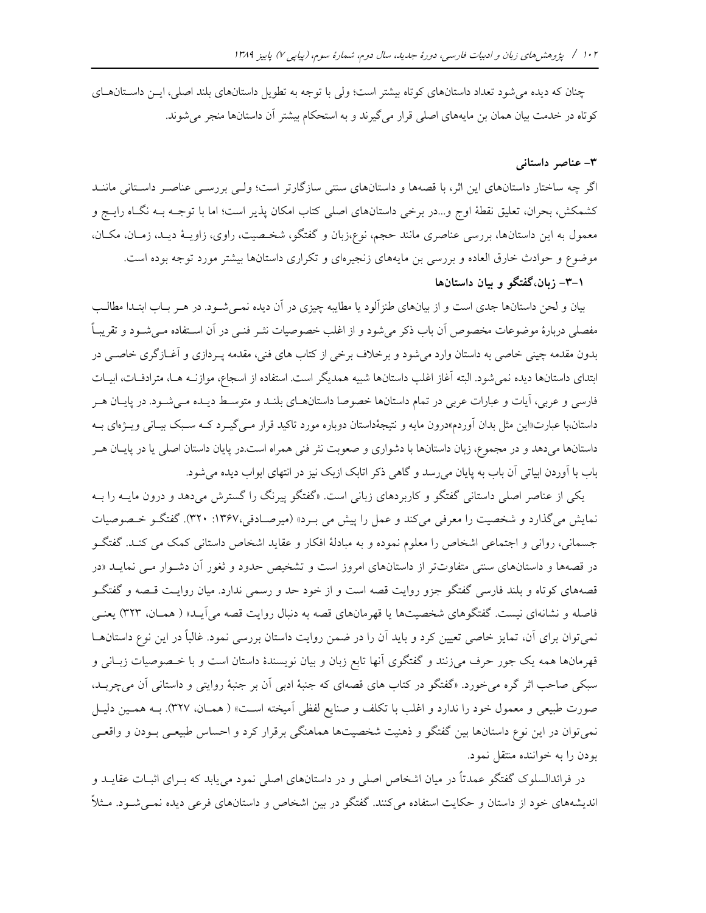چنان که دیده می‌شود تعداد داستان‌های کوتاه بیشتر است؛ ولی با توجه به تطویل داستان‌های بلند اصلی، ایـن داسـتان‌هـای کوتاه در خدمت بیان همان بن مایه‌های اصلی قرار می‌گیرند و به استحکام بیشتر آن داستان‌ها منجر می‌شوند.

## ۳- عناصر داستانی

اگر چه ساختار داستان‌های این اثر، با قصه‌ها و داستان‌های سنتی سازگارتر است؛ ولـی بررسـی عناصـر داسـتانی ماننـد کشمکش، بحران، تعلیق نقطهٔ اوج و...در برخی داستان‌های اصلی کتاب امکان پذیر است؛ اما با توجـه بـه نگـاه رایـج و معمول به این داستان‌ها، بررسی عناصری مانند حجم، نوع،زبان و گفتگو، شخـصیت، راوی، زاویـهٔ دیـد، زمـان، مکـان، موضوع و حوادث خارق العاده و بررسی بن مایه‌های زنجیره‌ای و تکراری داستان‌ها بیشتر مورد توجه بوده است.

### ۳-۱- زبان،گفتگو و بیان داستان‌ها

بیان و لحن داستان‌ها جدی است و از بیان‌های طنزآلود یا مطایبه چیزی در آن دیده نمـی‌شـود. در هـر بـاب ابتـدا مطالـب مفصلی دربارهٔ موضوعات مخصوص آن باب ذکر می‌شود و از اغلب خصوصیات نثـر فنـی در آن اسـتفاده مـی‌شـود و تقریبـاً بدون مقدمه چینی خاصی به داستان وارد می‌شود و برخلاف برخی از کتاب های فنی، مقدمه پـردازی و آغـازگری خاصـی در ابتدای داستان‌ها دیده نمی‌شود. البته آغاز اغلب داستان‌ها شبیه همدیگر است. استفاده از اسجاع، موازنـه هـا، مترادفـات، ابیـات فارسی و عربی، آیات و عبارات عربی در تمام داستان‌ها خصوصا داستان‌هـای بلنـد و متوسـط دیـده مـی‌شـود. در پایـان هـر داستان،با عبارت«این مثل بدان آوردم»درون مایه و نتیجهٔداستان دوباره مورد تاکید قرار مـی‌گیـرد کـه سـبک بیـانی ویـژه‌ای بـه داستان‌ها می‌دهد و در مجموع، زبان داستان‌ها با دشواری و صعوبت نثر فنی همراه است.در پایان داستان اصلی یا در پایـان هـر باب با آوردن ابیاتی آن باب به پایان می‌رسد و گاهی ذکر اتابک ازبک نیز در انتهای ابواب دیده می‌شود.

یکی از عناصر اصلی داستانی گفتگو و کاربردهای زبانی است. «گفتگو پیرنگ را گسترش می‌دهد و درون مایـه را بـه نمایش می‌گذارد و شخصیت را معرفی می‌کند و عمل را پیش می برد» (میرصـادقی،۱۳۶۷: ۳۲۰). گفتگـو خـصوصیات جسمانی، روانی و اجتماعی اشخاص را معلوم نموده و به مبادلهٔ افکار و عقاید اشخاص داستانی کمک می کنـد. گفتگـو در قصه‌ها و داستان‌های سنتی متفاوت‌تر از داستان‌های امروز است و تشخیص حدود و ثغور آن دشـوار مـی نمایـد «در قصه‌های کوتاه و بلند فارسی گفتگو جزو روایت قصه است و از خود حد و رسمی ندارد. میان روایـت قـصه و گفتگـو فاصله و نشانه‌ای نیست. گفتگوهای شخصیت‌ها یا قهرمان‌های قصه به دنبال روایت قصه می‌آیـد» ( همـان، ۳۲۳) یعنـی نمی‌توان برای آن، تمایز خاصی تعیین کرد و باید آن را در ضمن روایت داستان بررسی نمود. غالباً در این نوع داستان‌هـا قهرمان‌ها همه یک جور حرف می‌زنند و گفتگوی آنها تابع زبان و بیان نویسندهٔ داستان است و با خـصوصیات زبـانی و سبکی صاحب اثر گره می‌خورد. «گفتگو در کتاب های قصه‌ای که جنبهٔ ادبی آن بر جنبهٔ روایتی و داستانی آن می‌چربـد، صورت طبیعی و معمول خود را ندارد و اغلب با تکلف و صنایع لفظی آمیخته اسـت» ( همـان، ۳۲۷). بـه همـین دلیـل نمی‌توان در این نوع داستان‌ها بین گفتگو و ذهنیت شخصیت‌ها هماهنگی برقرار کرد و احساس طبیعـی بـودن و واقعـی بودن را به خواننده منتقل نمود.

در فرائدالسلوک گفتگو عمدتاً در میان اشخاص اصلی و در داستان‌های اصلی نمود می‌یابد که بـرای اثبـات عقایـد و اندیشه‌های خود از داستان و حکایت استفاده می‌کنند. گفتگو در بین اشخاص و داستان‌های فرعی دیده نمـی‌شـود. مـثلاً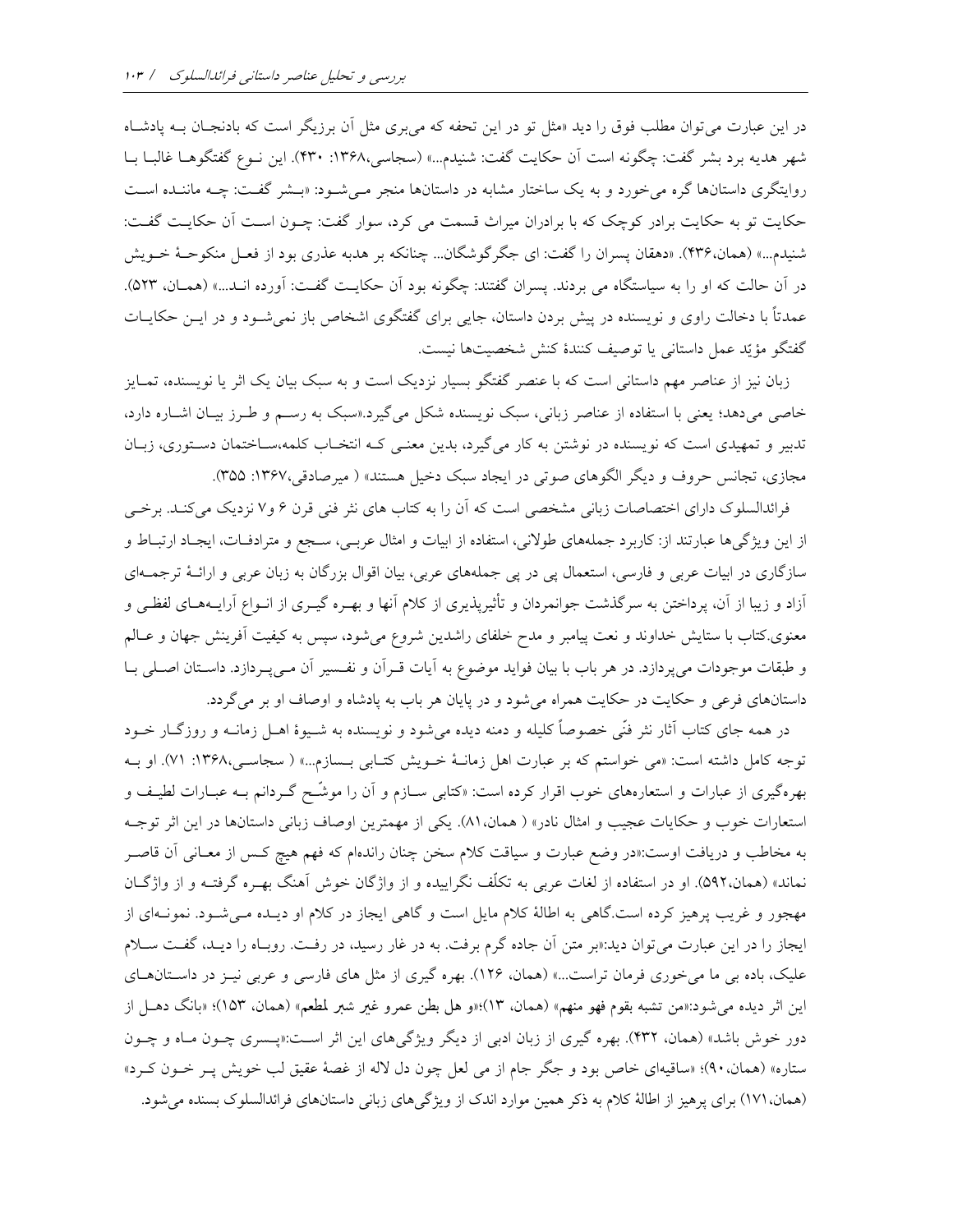در این عبارت می‌توان مطلب فوق را دید «مثل تو در این تحفه که می‌بری مثل آن برزیگر است که بادنجـان بـه پادشـاه شهر هدیه برد بشر گفت: چگونه است آن حکایت گفت: شنیدم...» (سجاسی،۱۳۶۸: ۴۳۰). این نـوع گفتگوهـا غالبـا بـا روایتگری داستان‌ها گره می‌خورد و به یک ساختار مشابه در داستان‌ها منجر مـی‌شـود: «بـشر گفـت: چـه ماننـده اسـت حکایت تو به حکایت برادر کوچک که با برادران میراث قسمت می کرد، سوار گفت: چـون اسـت آن حکایـت گفـت: شنیدم...» (همان،۴۳۶). «دهقان پسران را گفت: ای جگرگوشگان... چنانکه بر هدبه عذری بود از فعـل منکوحـهٔ خـویش در آن حالت که او را به سیاستگاه می بردند. پسران گفتند: چگونه بود آن حکایـت گفـت: آورده انـد...» (همـان، ۵۲۳). عمدتاً با دخالت راوی و نویسنده در پیش بردن داستان، جایی برای گفتگوی اشخاص باز نمی‌شـود و در ایـن حکایـات گفتگو مؤیّد عمل داستانی یا توصیف کنندهٔ کنش شخصیت‌ها نیست.

زبان نیز از عناصر مهم داستانی است که با عنصر گفتگو بسیار نزدیک است و به سبک بیان یک اثر یا نویسنده، تمـایز خاصی می‌دهد؛ یعنی با استفاده از عناصر زبانی، سبک نویسنده شکل می‌گیرد.«سبک به رسـم و طـرز بیـان اشـاره دارد، تدبیر و تمهیدی است که نویسنده در نوشتن به کار می‌گیرد، بدین معنـی کـه انتخـاب کلمه،سـاختمان دسـتوری، زبـان مجازی، تجانس حروف و دیگر الگوهای صوتی در ایجاد سبک دخیل هستند» ( میرصادقی،۱۳۶۷: ۳۵۵).

فرائدالسلوک دارای اختصاصات زبانی مشخصی است که آن را به کتاب های نثر فنی قرن ۶ و۷ نزدیک می‌کنـد. برخـی از این ویژگی‌ها عبارتند از: کاربرد جمله‌های طولانی، استفاده از ابیات و امثال عربـی، سـجع و مترادفـات، ایجـاد ارتبـاط و سازگاری در ابیات عربی و فارسی، استعمال پی در پی جمله‌های عربی، بیان اقوال بزرگان به زبان عربی و ارائـهٔ ترجمـه‌ای آزاد و زیبا از آن، پرداختن به سرگذشت جوانمردان و تأثیرپذیری از کلام آنها و بهـره گیـری از انـواع آرایـه‌هـای لفظـی و معنوی.کتاب با ستایش خداوند و نعت پیامبر و مدح خلفای راشدین شروع می‌شود، سپس به کیفیت آفرینش جهان و عـالم و طبقات موجودات می‌پردازد. در هر باب با بیان فواید موضوع به آیات قـرآن و تفـسیر آن مـی‌پـردازد. داسـتان اصـلی بـا داستان‌های فرعی و حکایت در حکایت همراه می‌شود و در پایان هر باب به پادشاه و اوصاف او بر می‌گردد.

در همه جای کتاب آثار نثر فنّی خصوصاً کلیله و دمنه دیده می‌شود و نویسنده به شـیوهٔ اهـل زمانـه و روزگـار خـود توجه کامل داشته است: «می خواستم که بر عبارت اهل زمانـهٔ خـویش کتـابی بـسازم...» ( سجاسـی،۱۳۶۸: ۷۱). او بـه بهره‌گیری از عبارات و استعاره‌های خوب اقرار کرده است: «کتابی سـازم و آن را موشّـح گـردانم بـه عبـارات لطیـف و استعارات خوب و حکایات عجیب و امثال نادر» ( همان،۸۱). یکی از مهمترین اوصاف زبانی داستان‌ها در این اثر توجـه به مخاطب و دریافت اوست:«در وضع عبارت و سیاقت کلام سخن چنان رانده‌ام که فهم هیچ کـس از معـانی آن قاصـر نماند» (همان،۵۹۲). او در استفاده از لغات عربی به تکلّف نگراییده و از واژگان خوش آهنگ بهـره گرفتـه و از واژگـان مهجور و غریب پرهیز کرده است.گاهی به اطالهٔ کلام مایل است و گاهی ایجاز در کلام او دیـده مـی‌شـود. نمونـه‌ای از ایجاز را در این عبارت می‌توان دید:«بر متن آن جاده گرم برفت. به در غار رسید، در رفـت. روبـاه را دیـد، گفـت سـلام علیک، باده بی ما می‌خوری فرمان تراست...» (همان، ۱۲۶). بهره گیری از مثل های فارسی و عربی نیـز در داسـتان‌هـای این اثر دیده می‌شود:«من تشبه بقوم فهو منهم» (همان، ۱۳)؛«و هل بطن عمرو غیر شبر لمطعم» (همان، ۱۵۳)؛ «بانگ دهـل از دور خوش باشد» (همان، ۴۳۲). بهره گیری از زبان ادبی از دیگر ویژگی‌های این اثر اسـت:«پـسری چـون مـاه و چـون ستاره» (همان،۹۰)؛ «ساقیه‌ای خاص بود و جگر جام از می لعل چون دل لاله از غصهٔ عقیق لب خویش پـر خـون کـرد» (همان،۱۷۱) برای پرهیز از اطالهٔ کلام به ذکر همین موارد اندک از ویژگی‌های زبانی داستان‌های فرائدالسلوک بسنده می‌شود.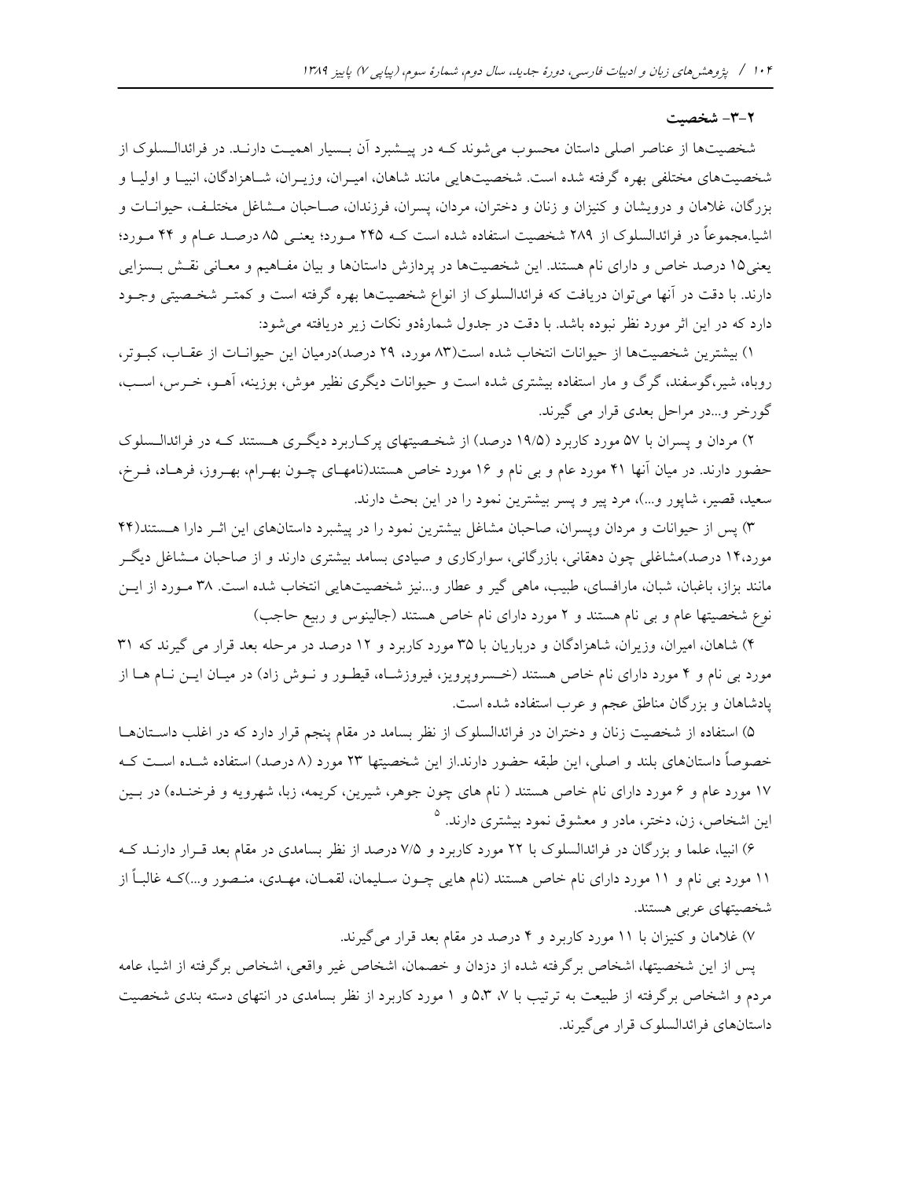### ۲-۳- شخصیت

شخصیت‌ها از عناصر اصلی داستان محسوب می‌شوند که در پیشبرد آن بسیار اهمیت دارند. در فرائدالسلوک از شخصیت‌های مختلفی بهره گرفته شده است. شخصیت‌هایی مانند شاهان، امیران، وزیران، شاهزادگان، انبیا و اولیا و بزرگان، غلامان و درویشان و کنیزان و زنان و دختران، مردان، پسران، فرزندان، صاحبان مشاغل مختلف، حیوانات و اشیا.مجموعاً در فرائدالسلوک از ۲۸۹ شخصیت استفاده شده است که ۲۴۵ مورد؛ یعنی ۸۵ درصد عام و ۴۴ مورد؛ یعنی۱۵ درصد خاص و دارای نام هستند. این شخصیت‌ها در پردازش داستان‌ها و بیان مفاهیم و معانی نقش بسزایی دارند. با دقت در آنها می‌توان دریافت که فرائدالسلوک از انواع شخصیت‌ها بهره گرفته است و کمتر شخصیتی وجود دارد که در این اثر مورد نظر نبوده باشد. با دقت در جدول شمارۀدو نکات زیر دریافته می‌شود:

۱) بیشترین شخصیت‌ها از حیوانات انتخاب شده است(۸۳ مورد، ۲۹ درصد)درمیان این حیوانات از عقاب، کبوتر، روباه، شیر،گوسفند، گرگ و مار استفاده بیشتری شده است و حیوانات دیگری نظیر موش، بوزینه، آهو، خرس، اسب، گورخر و...در مراحل بعدی قرار می گیرند.

۲) مردان و پسران با ۵۷ مورد کاربرد (۱۹/۵ درصد) از شخصیتهای پرکاربرد دیگری هستند که در فرائدالسلوک حضور دارند. در میان آنها ۴۱ مورد عام و بی نام و ۱۶ مورد خاص هستند(نامهای چون بهرام، بهروز، فرهاد، فرخ، سعید، قصیر، شاپور و...)، مرد پیر و پسر بیشترین نمود را در این بحث دارند.

۳) پس از حیوانات و مردان وپسران، صاحبان مشاغل بیشترین نمود را در پیشبرد داستانهای این اثر دارا هستند(۴۴ مورد،۱۴ درصد)مشاغلی چون دهقانی، بازرگانی، سوارکاری و صیادی بسامد بیشتری دارند و از صاحبان مشاغل دیگر مانند بزاز، باغبان، شبان، مارافسای، طبیب، ماهی گیر و عطار و...نیز شخصیت‌هایی انتخاب شده است. ۳۸ مورد از این نوع شخصیتها عام و بی نام هستند و ۲ مورد دارای نام خاص هستند (جالینوس و ربیع حاجب)

۴) شاهان، امیران، وزیران، شاهزادگان و درباریان با ۳۵ مورد کاربرد و ۱۲ درصد در مرحله بعد قرار می گیرند که ۳۱ مورد بی نام و ۴ مورد دارای نام خاص هستند (خسروپرویز، فیروزشاه، قیطور و نوش زاد) در میان این نام ها از پادشاهان و بزرگان مناطق عجم و عرب استفاده شده است.

۵) استفاده از شخصیت زنان و دختران در فرائدالسلوک از نظر بسامد در مقام پنجم قرار دارد که در اغلب داستانها خصوصاً داستانهای بلند و اصلی، این طبقه حضور دارند.از این شخصیتها ۲۳ مورد (۸ درصد) استفاده شده است که ۱۷ مورد عام و ۶ مورد دارای نام خاص هستند ( نام های چون جوهر، شیرین، کریمه، زبا، شهرویه و فرخنده) در بین این اشخاص، زن، دختر، مادر و معشوق نمود بیشتری دارند. [۵]

۶) انبیا، علما و بزرگان در فرائدالسلوک با ۲۲ مورد کاربرد و ۷/۵ درصد از نظر بسامدی در مقام بعد قرار دارند که ۱۱ مورد بی نام و ۱۱ مورد دارای نام خاص هستند (نام هایی چون سلیمان، لقمان، مهدی، منصور و...)که غالباً از شخصیتهای عربی هستند.

۷) غلامان و کنیزان با ۱۱ مورد کاربرد و ۴ درصد در مقام بعد قرار می‌گیرند.

پس از این شخصیتها، اشخاص برگرفته شده از دزدان و خصمان، اشخاص غیر واقعی، اشخاص برگرفته از اشیا، عامه مردم و اشخاص برگرفته از طبیعت به ترتیب با ۷، ۵،۳ و ۱ مورد کاربرد از نظر بسامدی در انتهای دسته بندی شخصیت داستان‌های فرائدالسلوک قرار می‌گیرند.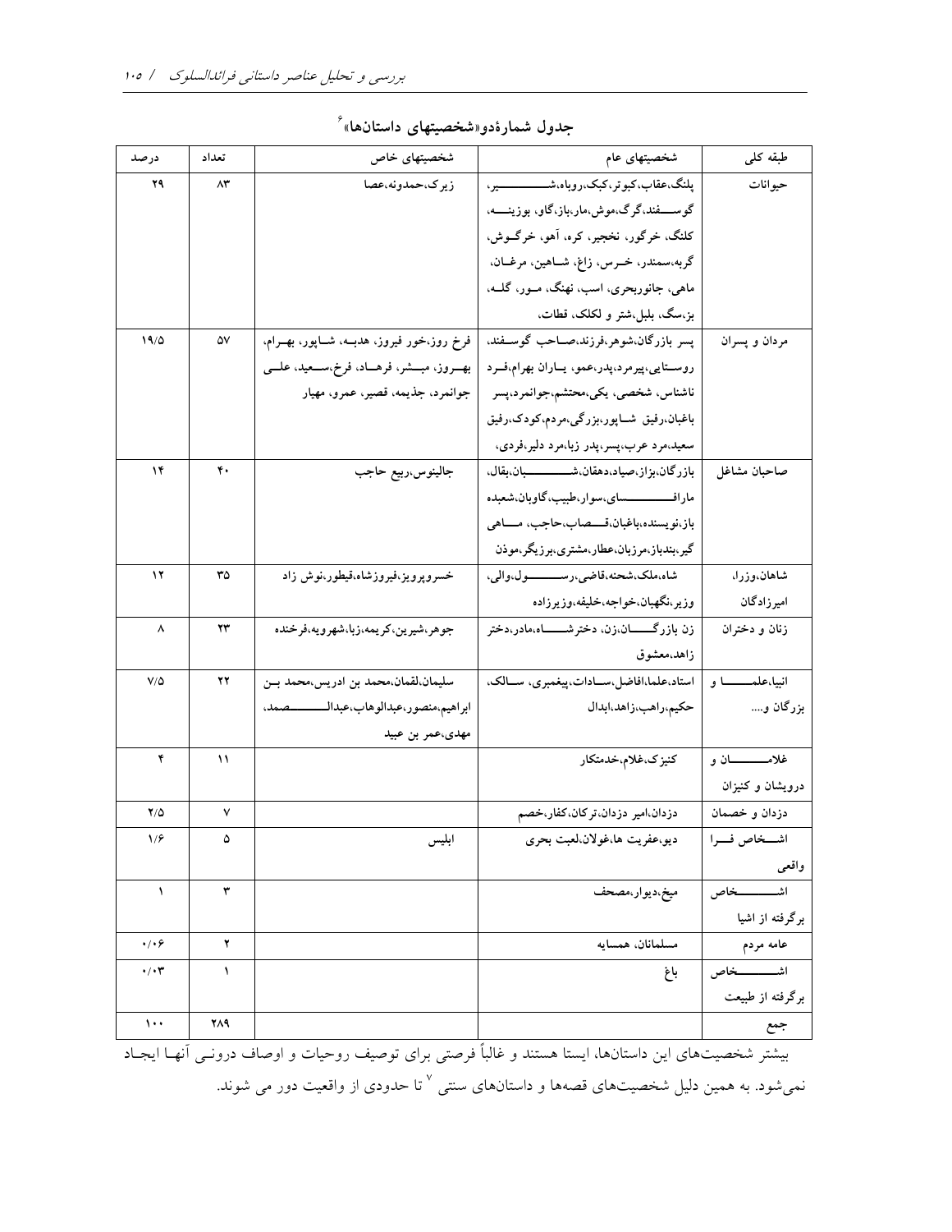## جدول شمارهٔدو«شخصیتهای داستانها»[6]

| طبقه کلی | شخصیتهای عام | شخصیتهای خاص | تعداد | درصد |
|---|---|---|---|---|
| حیوانات | پلنگ،عقاب،کبوتر،کبک،روباه،شیر، گوسفند،گرگ،موش،مار،باز،گاو، بوزینه، کلنگ، خرگور، نخجیر، کره، آهو، خرگوش، گربه،سمندر، خرس، زاغ، شاهین، مرغان، ماهی، جانوربحری، اسب، نهنگ، مور، گله، بز،سگ، بلبل،شتر و لکلک، قطات، | زیرک،حمدونه،عصا | ۸۳ | ۲۹ |
| مردان و پسران | پسر بازرگان،شوهر،فرزند،صاحب گوسفند، روستایی،پیرمرد،پدر،عمو، یاران بهرام،فرد ناشناس، شخصی، یکی،محتشم،جوانمرد،پسر باغبان،رفیق شاپور،بزرگی،مردم،کودک،رفیق سعید،مرد عرب،پسر،پدر زبا،مرد دلیر،فردی، | فرخ روز،خور فیروز، هدبه، شاپور، بهرام، بهروز، مبشر، فرهاد، فرخ،سعید، علی جوانمرد، جذیمه، قصیر، عمرو، مهیار | ۵۷ | ۱۹/۵ |
| صاحبان مشاغل | بازرگان،بزاز،صیاد،دهقان،شبان،بقال، مارافسای،سوار،طبیب،گاوبان،شعبده باز،نویسنده،باغبان،قصاب،حاجب، ماهی گیر،بندباز،مرزبان،عطار،مشتری،برزیگر،موذن | جالینوس،ربیع حاجب | ۴۰ | ۱۴ |
| شاهان،وزرا، امیرزادگان | شاه،ملک،شحنه،قاضی،رسول،والی، وزیر،نگهبان،خواجه،خلیفه،وزیرزاده | خسروپرویز،فیروزشاه،قیطور،نوش زاد | ۳۵ | ۱۲ |
| زنان و دختران | زن بازرگان،زن، دخترشاه،مادر،دختر زاهد،معشوق | جوهر،شیرین،کریمه،زبا،شهرویه،فرخنده | ۲۳ | ۸ |
| انبیا،علما و بزرگان و.... | استاد،علما،افاضل،سادات،پیغمبری، سالک، حکیم،راهب،زاهد،ابدال | سلیمان،لقمان،محمد بن ادریس،محمد بن ابراهیم،منصور،عبدالوهاب،عبدالصمد، مهدی،عمر بن عبید | ۲۲ | ۷/۵ |
| غلامان و درویشان و کنیزان | کنیزک،غلام،خدمتکار | | ۱۱ | ۴ |
| دزدان و خصمان | دزدان،امیر دزدان،ترکان،کفار،خصم | | ۷ | ۲/۵ |
| اشخاص فرا واقعی | دیو،عفریت ها،غولان،لعبت بحری | ابلیس | ۵ | ۱/۶ |
| اشخاص برگرفته از اشیا | میخ،دیوار،مصحف | | ۳ | ۱ |
| عامه مردم | مسلمانان، همسایه | | ۲ | ۰/۰۶ |
| اشخاص برگرفته از طبیعت | باغ | | ۱ | ۰/۰۳ |
| جمع | | | ۲۸۹ | ۱۰۰ |

بیشتر شخصیت‌های این داستان‌ها، ایستا هستند و غالباً فرصتی برای توصیف روحیات و اوصاف درونی آنها ایجاد نمی‌شود. به همین دلیل شخصیت‌های قصه‌ها و داستان‌های سنتی[7] تا حدودی از واقعیت دور می شوند.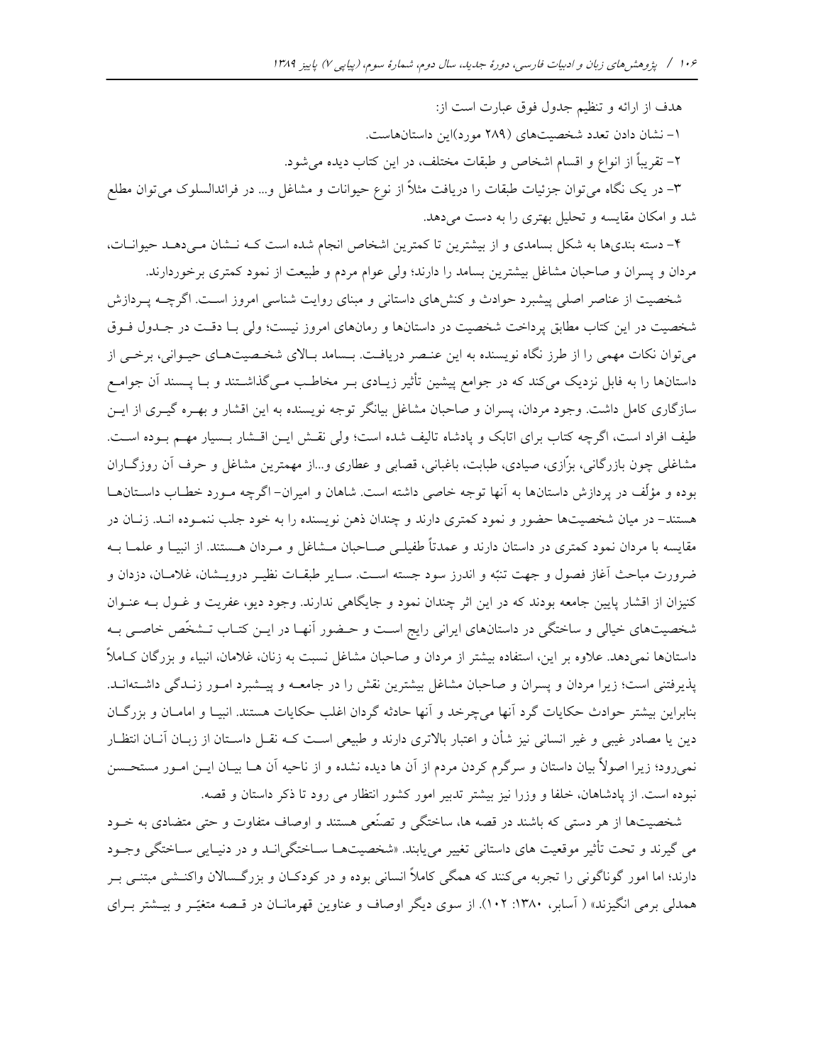هدف از ارائه و تنظیم جدول فوق عبارت است از:

۱- نشان دادن تعدد شخصیت‌های (۲۸۹ مورد)این داستان‌هاست.

۲- تقریباً از انواع و اقسام اشخاص و طبقات مختلف، در این کتاب دیده می‌شود.

۳- در یک نگاه می‌توان جزئیات طبقات را دریافت مثلاً از نوع حیوانات و مشاغل و... در فرائدالسلوک می‌توان مطلع شد و امکان مقایسه و تحلیل بهتری را به دست می‌دهد.

۴- دسته بندی‌ها به شکل بسامدی و از بیشترین تا کمترین اشخاص انجام شده است که نشان می‌دهد حیوانات، مردان و پسران و صاحبان مشاغل بیشترین بسامد را دارند؛ ولی عوام مردم و طبیعت از نمود کمتری برخوردارند.

شخصیت از عناصر اصلی پیشبرد حوادث و کنش‌های داستانی و مبنای روایت شناسی امروز است. اگرچه پردازش شخصیت در این کتاب مطابق پرداخت شخصیت در داستان‌ها و رمان‌های امروز نیست؛ ولی با دقت در جدول فوق می‌توان نکات مهمی را از طرز نگاه نویسنده به این عنصر دریافت. بسامد بالای شخصیت‌های حیوانی، برخی از داستان‌ها را به فابل نزدیک می‌کند که در جوامع پیشین تأثیر زیادی بر مخاطب می‌گذاشتند و با پسند آن جوامع سازگاری کامل داشت. وجود مردان، پسران و صاحبان مشاغل بیانگر توجه نویسنده به این اقشار و بهره گیری از این طیف افراد است، اگرچه کتاب برای اتابک و پادشاه تالیف شده است؛ ولی نقش این اقشار بسیار مهم بوده است. مشاغلی چون بازرگانی، بزّازی، صیادی، طبابت، باغبانی، قصابی و عطاری و...از مهمترین مشاغل و حرف آن روزگاران بوده و مؤلّف در پردازش داستان‌ها به آنها توجه خاصی داشته است. شاهان و امیران- اگرچه مورد خطاب داستان‌ها هستند- در میان شخصیت‌ها حضور و نمود کمتری دارند و چندان ذهن نویسنده را به خود جلب ننموده اند. زنان در مقایسه با مردان نمود کمتری در داستان دارند و عمدتاً طفیلی صاحبان مشاغل و مردان هستند. از انبیا و علما به ضرورت مباحث آغاز فصول و جهت تنبّه و اندرز سود جسته است. سایر طبقات نظیر درویشان، غلامان، دزدان و کنیزان از اقشار پایین جامعه بودند که در این اثر چندان نمود و جایگاهی ندارند. وجود دیو، عفریت و غول به عنوان شخصیت‌های خیالی و ساختگی در داستان‌های ایرانی رایج است و حضور آنها در این کتاب تشخّص خاصی به داستان‌ها نمی‌دهد. علاوه بر این، استفاده بیشتر از مردان و صاحبان مشاغل نسبت به زنان، غلامان، انبیاء و بزرگان کاملاً پذیرفتنی است؛ زیرا مردان و پسران و صاحبان مشاغل بیشترین نقش را در جامعه و پیشبرد امور زندگی داشته‌اند. بنابراین بیشتر حوادث حکایات گرد آنها می‌چرخد و آنها حادثه گردان اغلب حکایات هستند. انبیا و امامان و بزرگان دین یا مصادر غیبی و غیر انسانی نیز شأن و اعتبار بالاتری دارند و طبیعی است که نقل داستان از زبان آنان انتظار نمی‌رود؛ زیرا اصولاً بیان داستان و سرگرم کردن مردم از آن ها دیده نشده و از ناحیه آن ها بیان این امور مستحسن نبوده است. از پادشاهان، خلفا و وزرا نیز بیشتر تدبیر امور کشور انتظار می رود تا ذکر داستان و قصه.

شخصیت‌ها از هر دستی که باشند در قصه ها، ساختگی و تصنّعی هستند و اوصاف متفاوت و حتی متضادی به خود می گیرند و تحت تأثیر موقعیت های داستانی تغییر می‌یابند. «شخصیت‌ها ساختگی‌اند و در دنیایی ساختگی وجود دارند؛ اما امور گوناگونی را تجربه می‌کنند که همگی کاملاً انسانی بوده و در کودکان و بزرگسالان واکنشی مبتنی بر همدلی برمی انگیزند» ( آسابر، ۱۳۸۰: ۱۰۲). از سوی دیگر اوصاف و عناوین قهرمانان در قصه متغیّر و بیشتر برای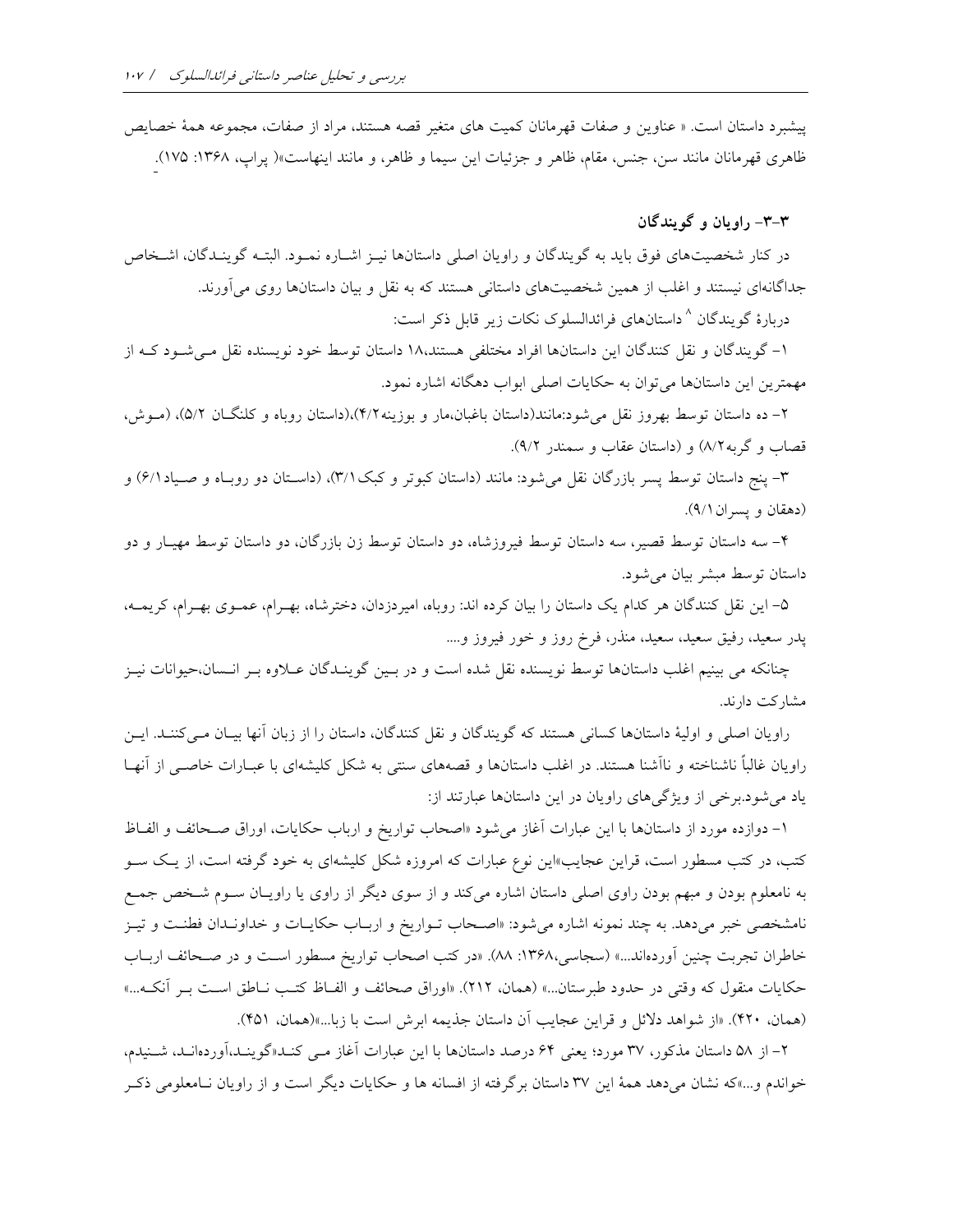پیشبرد داستان است. « عناوین و صفات قهرمانان کمیت های متغیر قصه هستند، مراد از صفات، مجموعه همهٔ خصایص ظاهری قهرمانان مانند سن، جنس، مقام، ظاهر و جزئیات این سیما و ظاهر، و مانند اینهاست»( پراپ، ۱۳۶۸: ۱۷۵).

### ۳-۳- راویان و گویندگان

در کنار شخصیت‌های فوق باید به گویندگان و راویان اصلی داستان‌ها نیز اشاره نمود. البته گویندگان، اشخاص جداگانه‌ای نیستند و اغلب از همین شخصیت‌های داستانی هستند که به نقل و بیان داستان‌ها روی می‌آورند.

دربارهٔ گویندگان [۸] داستان‌های فرائدالسلوک نکات زیر قابل ذکر است:

۱- گویندگان و نقل کنندگان این داستان‌ها افراد مختلفی هستند،۱۸ داستان توسط خود نویسنده نقل می‌شود که از مهمترین این داستان‌ها می‌توان به حکایات اصلی ابواب دهگانه اشاره نمود.

۲- ده داستان توسط بهروز نقل می‌شود:مانند(داستان باغبان،مار و بوزینه۴/۲)،(داستان روباه و کلنگان ۵/۲)، (موش، قصاب و گربه۸/۲) و (داستان عقاب و سمندر ۹/۲).

۳- پنج داستان توسط پسر بازرگان نقل می‌شود: مانند (داستان کبوتر و کبک۳/۱)، (داستان دو روباه و صیاد۶/۱) و (دهقان و پسران۹/۱).

۴- سه داستان توسط قصیر، سه داستان توسط فیروزشاه، دو داستان توسط زن بازرگان، دو داستان توسط مهیار و دو داستان توسط مبشر بیان می‌شود.

۵- این نقل کنندگان هر کدام یک داستان را بیان کرده اند: روباه، امیردزدان، دخترشاه، بهرام، عموی بهرام، کریمه، پدر سعید، رفیق سعید، سعید، منذر، فرخ روز و خور فیروز و....

چنانکه می بینیم اغلب داستان‌ها توسط نویسنده نقل شده است و در بین گویندگان علاوه بر انسان،حیوانات نیز مشارکت دارند.

راویان اصلی و اولیهٔ داستان‌ها کسانی هستند که گویندگان و نقل کنندگان، داستان را از زبان آنها بیان می‌کنند. این راویان غالباً ناشناخته و ناآشنا هستند. در اغلب داستان‌ها و قصه‌های سنتی به شکل کلیشه‌ای با عبارات خاصی از آنها یاد می‌شود.برخی از ویژگی‌های راویان در این داستان‌ها عبارتند از:

۱- دوازده مورد از داستان‌ها با این عبارات آغاز می‌شود «اصحاب تواریخ و ارباب حکایات، اوراق صحائف و الفاظ کتب، در کتب مسطور است، قراین عجایب»این نوع عبارات که امروزه شکل کلیشه‌ای به خود گرفته است، از یک سو به نامعلوم بودن و مبهم بودن راوی اصلی داستان اشاره می‌کند و از سوی دیگر از راوی یا راویان سوم شخص جمع نامشخصی خبر می‌دهد. به چند نمونه اشاره می‌شود: «اصحاب تواریخ و ارباب حکایات و خداوندان فطنت و تیز خاطران تجربت چنین آورده‌اند...» (سجاسی،۱۳۶۸: ۸۸). «در کتب اصحاب تواریخ مسطور است و در صحائف ارباب حکایات منقول که وقتی در حدود طبرستان...» (همان، ۲۱۲). «اوراق صحائف و الفاظ کتب ناطق است بر آنکه...» (همان، ۴۲۰). «از شواهد دلائل و قراین عجایب آن داستان جذیمه ابرش است با زبا...»(همان، ۴۵۱).

۲- از ۵۸ داستان مذکور، ۳۷ مورد؛ یعنی ۶۴ درصد داستان‌ها با این عبارات آغاز می کند«گویند،آورده‌اند، شنیدم، خواندم و...»که نشان می‌دهد همهٔ این ۳۷ داستان برگرفته از افسانه ها و حکایات دیگر است و از راویان نامعلومی ذکر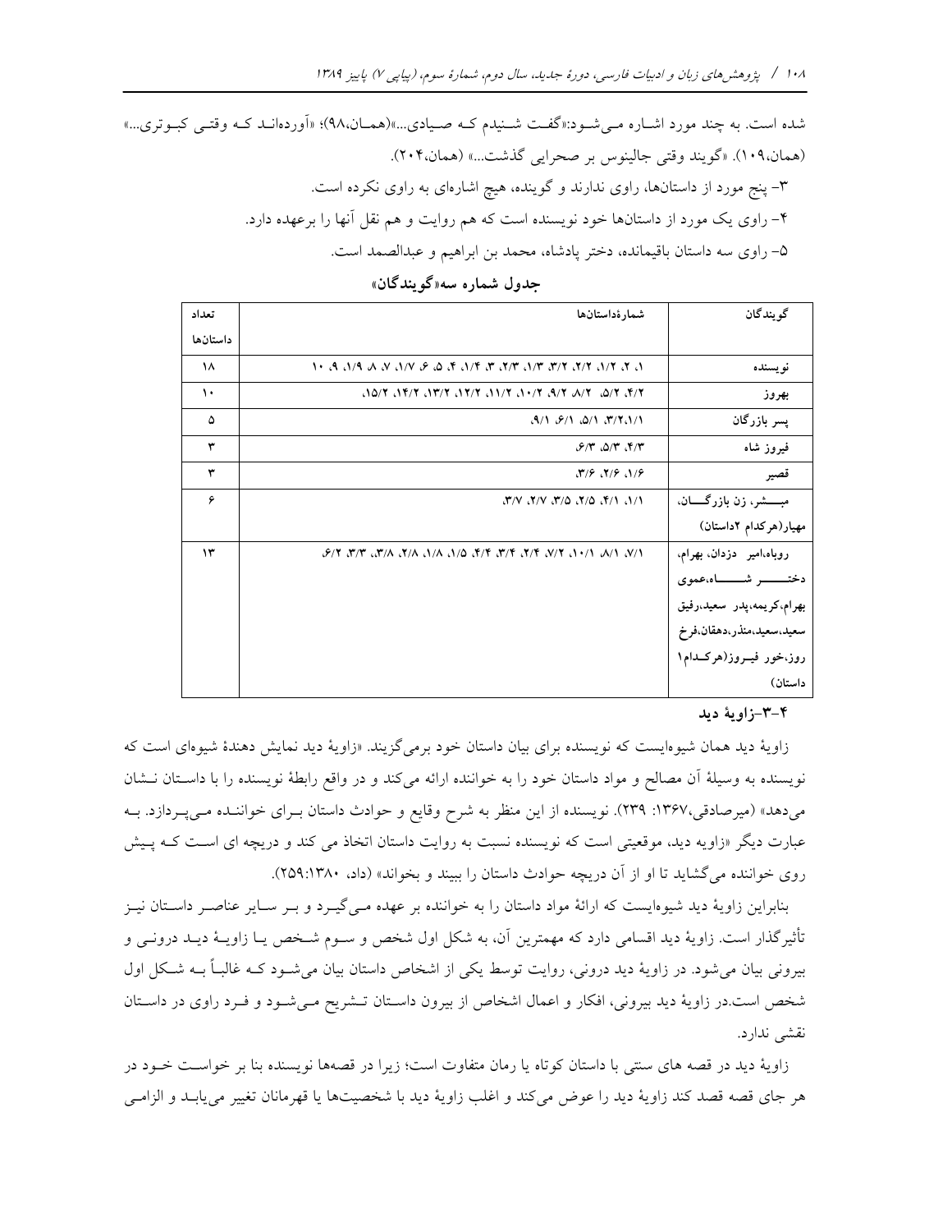شده است. به چند مورد اشاره می‌شود:«گفت شنیدم که صیادی...»(همان،۹۸)؛ «آورده‌اند که وقتی کبوتری...» (همان،۱۰۹). «گویند وقتی جالینوس بر صحرایی گذشت...» (همان،۲۰۴).

۳- پنج مورد از داستان‌ها، راوی ندارند و گوینده، هیچ اشاره‌ای به راوی نکرده است.

۴- راوی یک مورد از داستان‌ها خود نویسنده است که هم روایت و هم نقل آنها را برعهده دارد.

۵- راوی سه داستان باقیمانده، دختر پادشاه، محمد بن ابراهیم و عبدالصمد است.

**جدول شماره سه«گویندگان»**

| گویندگان | شمارهٔداستان‌ها | تعداد داستان‌ها |
|---|---|---|
| نویسنده | ۱، ۲، ۱/۲، ۲/۲، ۳/۲، ۱/۳، ۲/۳، ۳، ۱/۴، ۴، ۵، ۶، ۱/۷، ۷، ۸، ۱/۹، ۹، ۱۰ | ۱۸ |
| بهروز | ۴/۲، ۵/۲، ۸/۲، ۹/۲، ۱۰/۲، ۱۱/۲، ۱۲/۲، ۱۳/۲، ۱۴/۲، ۱۵/۲، | ۱۰ |
| پسر بازرگان | ۳/۲،۱/۱، ۵/۱، ۶/۱، ۹/۱، | ۵ |
| فیروز شاه | ۴/۳، ۵/۳، ۶/۳، | ۳ |
| قصیر | ۱/۶، ۲/۶، ۳/۶، | ۳ |
| مبشر، زن بازرگان، مهیار(هرکدام ۲داستان) | ۱/۱، ۴/۱، ۲/۵، ۳/۵، ۲/۷، ۳/۷، | ۶ |
| روباه،امیر دزدان، بهرام، دختر شاه،عموی بهرام،کریمه،پدر سعید،رفیق سعید،سعید،منذر،دهقان،فرخ روز،خور فیروز(هرکدام۱ داستان) | ۷/۱، ۸/۱، ۱۰/۱، ۷/۲، ۲/۴، ۳/۴، ۴/۴، ۱/۵، ۱/۸، ۲/۸، ۳/۸، ۳/۳، ۶/۲، | ۱۳ |

#### ۴-۳-زاویهٔ دید

زاویهٔ دید همان شیوه‌ایست که نویسنده برای بیان داستان خود برمی‌گزیند. «زاویهٔ دید نمایش دهندهٔ شیوه‌ای است که نویسنده به وسیلهٔ آن مصالح و مواد داستان خود را به خواننده ارائه می‌کند و در واقع رابطهٔ نویسنده را با داستان نشان می‌دهد» (میرصادقی،۱۳۶۷: ۲۳۹). نویسنده از این منظر به شرح وقایع و حوادث داستان برای خواننده می‌پردازد. به عبارت دیگر «زاویه دید، موقعیتی است که نویسنده نسبت به روایت داستان اتخاذ می کند و دریچه ای است که پیش روی خواننده می‌گشاید تا او از آن دریچه حوادث داستان را ببیند و بخواند» (داد، ۱۳۸۰:۲۵۹).

بنابراین زاویهٔ دید شیوه‌ایست که ارائهٔ مواد داستان را به خواننده بر عهده می‌گیرد و بر سایر عناصر داستان نیز تأثیرگذار است. زاویهٔ دید اقسامی دارد که مهمترین آن، به شکل اول شخص و سوم شخص یا زاویهٔ دید درونی و بیرونی بیان می‌شود. در زاویهٔ دید درونی، روایت توسط یکی از اشخاص داستان بیان می‌شود که غالباً به شکل اول شخص است.در زاویهٔ دید بیرونی، افکار و اعمال اشخاص از بیرون داستان تشریح می‌شود و فرد راوی در داستان نقشی ندارد.

زاویهٔ دید در قصه های سنتی با داستان کوتاه یا رمان متفاوت است؛ زیرا در قصه‌ها نویسنده بنا بر خواست خود در هر جای قصه قصد کند زاویهٔ دید را عوض می‌کند و اغلب زاویهٔ دید با شخصیت‌ها یا قهرمانان تغییر می‌یابد و الزامی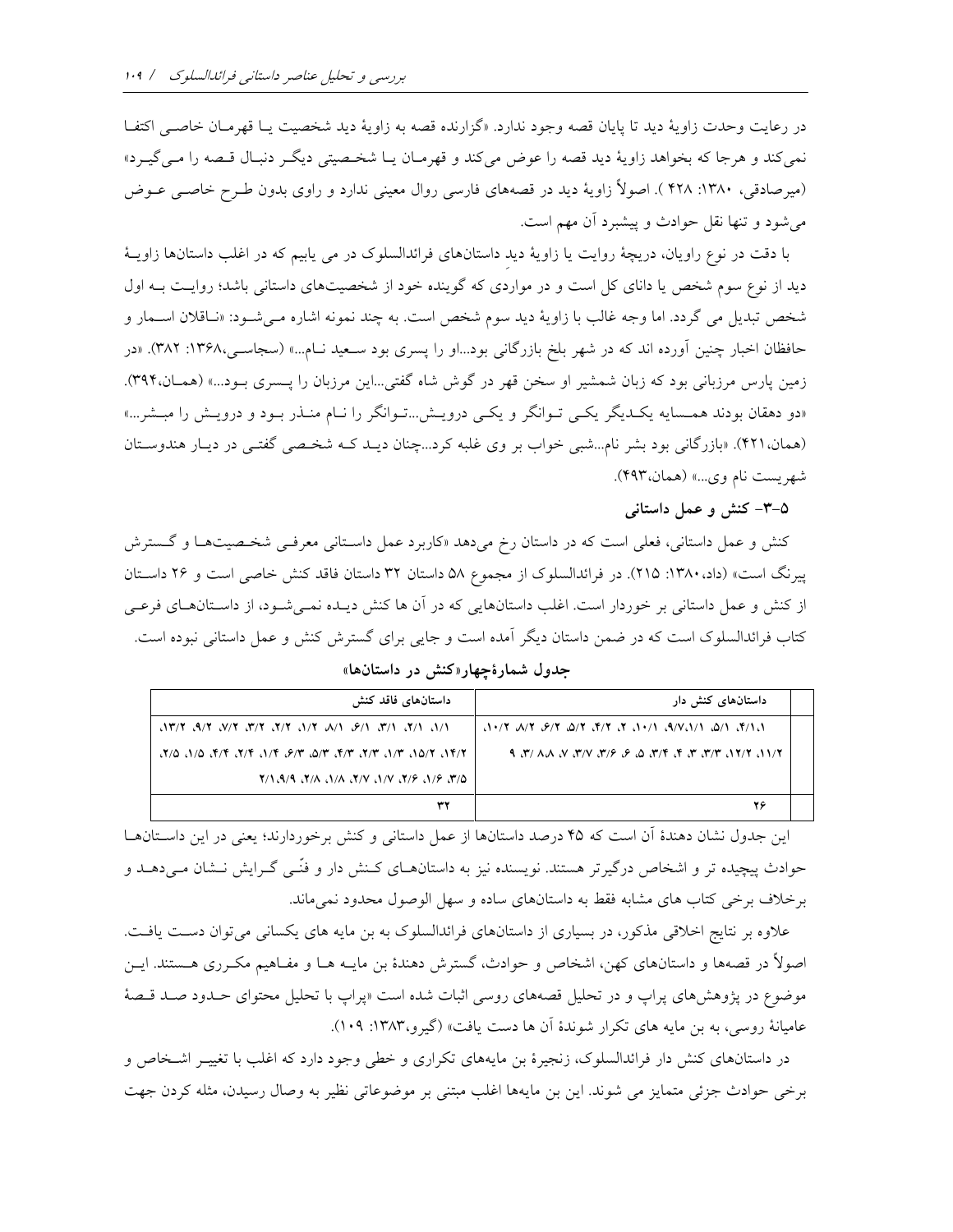در رعایت وحدت زاویهٔ دید تا پایان قصه وجود ندارد. «گزارنده قصه به زاویهٔ دید شخصیت یـا قهرمـان خاصـی اکتفـا نمی‌کند و هرجا که بخواهد زاویهٔ دید قصه را عوض می‌کند و قهرمـان یـا شخـصیتی دیگـر دنبـال قـصه را مـی‌گیـرد» (میرصادقی، ۱۳۸۰: ۴۲۸ ). اصولاً زاویهٔ دید در قصه‌های فارسی روال معینی ندارد و راوی بدون طـرح خاصـی عـوض می‌شود و تنها نقل حوادث و پیشبرد آن مهم است.

با دقت در نوع راویان، دریچهٔ روایت یا زاویهٔ دیدِ داستان‌های فرائدالسلوک در می یابیم که در اغلب داستان‌ها زاویـهٔ دید از نوع سوم شخص یا دانای کل است و در مواردی که گوینده خود از شخصیت‌های داستانی باشد؛ روایـت بـه اول شخص تبدیل می گردد. اما وجه غالب با زاویهٔ دید سوم شخص است. به چند نمونه اشاره مـی‌شـود: «نـاقلان اسـمار و حافظان اخبار چنین آورده اند که در شهر بلخ بازرگانی بود...او را پسری بود سـعید نـام...» (سجاسـی،۱۳۶۸: ۳۸۲). «در زمین پارس مرزبانی بود که زبان شمشیر او سخن قهر در گوش شاه گفتی...این مرزبان را پـسری بـود...» (همـان،۳۹۴). «دو دهقان بودند همـسایه یکـدیگر یکـی تـوانگر و یکـی درویـش...تـوانگر را نـام منـذر بـود و درویـش را مبـشر...» (همان،۴۲۱). «بازرگانی بود بشر نام...شبی خواب بر وی غلبه کرد...چنان دیـد کـه شخـصی گفتـی در دیـار هندوسـتان شهریست نام وی...» (همان،۴۹۳).

### ۵-۳- کنش و عمل داستانی

کنش و عمل داستانی، فعلی است که در داستان رخ می‌دهد «کاربرد عمل داسـتانی معرفـی شخـصیت‌هـا و گـسترش پیرنگ است» (داد،۱۳۸۰: ۲۱۵). در فرائدالسلوک از مجموع ۵۸ داستان ۳۲ داستان فاقد کنش خاصی است و ۲۶ داسـتان از کنش و عمل داستانی بر خوردار است. اغلب داستان‌هایی که در آن ها کنش دیـده نمـی‌شـود، از داسـتان‌هـای فرعـی کتاب فرائدالسلوک است که در ضمن داستان دیگر آمده است و جایی برای گسترش کنش و عمل داستانی نبوده است.

**جدول شمارهٔچهار«کنش در داستان‌ها»**

| | داستان‌های کنش دار | داستان‌های فاقد کنش |
|---|---|---|
| | ۴/۱،۱، ۵/۱، ۹/۷،۱/۱، ۱۰/۱، ۲، ۴/۲، ۵/۲، ۶/۲، ۸/۲، ۱۰/۲، ۱۱/۲، ۱۲/۲، ۳/۳، ۳، ۴، ۳/۴، ۵، ۶، ۳/۶، ۳/۷، ۷، ۸،۸، ۳/، ۹ | ۱/۱، ۲/۱، ۳/۱، ۶/۱، ۸/۱، ۱/۲، ۲/۲، ۳/۲، ۷/۲، ۹/۲، ۱۳/۲، ۱۴/۲، ۱۵/۲، ۱/۳، ۲/۳، ۴/۳، ۵/۳، ۶/۳، ۱/۴، ۲/۴، ۴/۴، ۱/۵، ۲/۵، ۳/۵، ۱/۶، ۲/۶، ۱/۷، ۲/۷، ۱/۸، ۲/۸، ۹/۹،۲/۱ |
| | ۲۶ | ۳۲ |

این جدول نشان دهندهٔ آن است که ۴۵ درصد داستان‌ها از عمل داستانی و کنش برخوردارند؛ یعنی در این داسـتان‌هـا حوادث پیچیده تر و اشخاص درگیرتر هستند. نویسنده نیز به داستان‌هـای کـنش دار و فنّـی گـرایش نـشان مـی‌دهـد و برخلاف برخی کتاب های مشابه فقط به داستان‌های ساده و سهل الوصول محدود نمی‌ماند.

علاوه بر نتایج اخلاقی مذکور، در بسیاری از داستان‌های فرائدالسلوک به بن مایه های یکسانی می‌توان دسـت یافـت. اصولاً در قصه‌ها و داستان‌های کهن، اشخاص و حوادث، گسترش دهندهٔ بن مایـه هـا و مفـاهیم مکـرری هـستند. ایـن موضوع در پژوهش‌های پراپ و در تحلیل قصه‌های روسی اثبات شده است «پراپ با تحلیل محتوای حـدود صـد قـصهٔ عامیانهٔ روسی، به بن مایه های تکرار شوندهٔ آن ها دست یافت» (گیرو،۱۳۸۳: ۱۰۹).

در داستان‌های کنش دار فرائدالسلوک، زنجیرهٔ بن مایه‌های تکراری و خطی وجود دارد که اغلب با تغییـر اشـخاص و برخی حوادث جزئی متمایز می شوند. این بن مایه‌ها اغلب مبتنی بر موضوعاتی نظیر به وصال رسیدن، مثله کردن جهت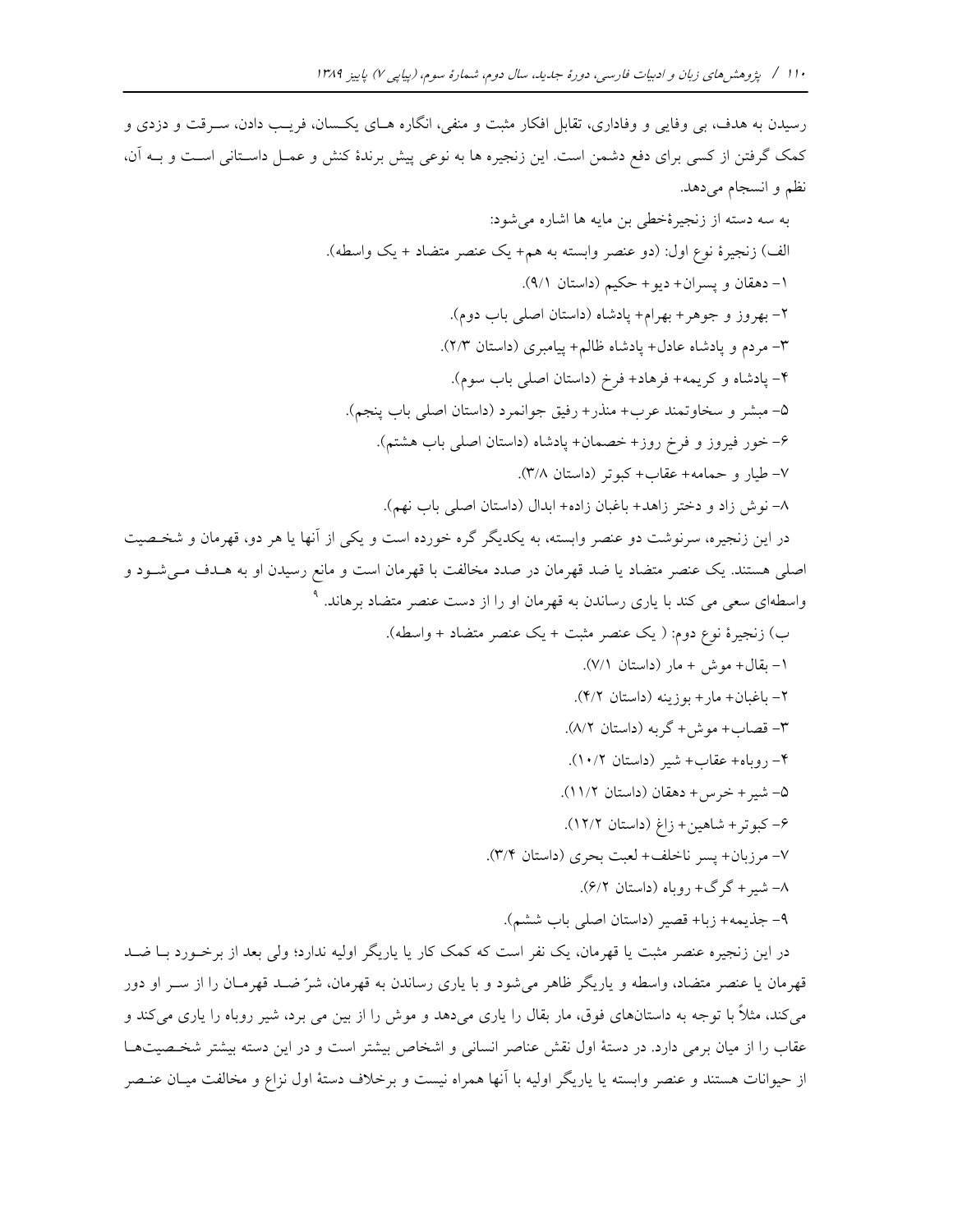رسیدن به هدف، بی وفایی و وفاداری، تقابل افکار مثبت و منفی، انگاره هـای یکـسان، فریـب دادن، سـرقت و دزدی و کمک گرفتن از کسی برای دفع دشمن است. این زنجیره ها به نوعی پیش برندهٔ کنش و عمـل داسـتانی اسـت و بـه آن، نظم و انسجام می‌دهد.

به سه دسته از زنجیرهٔخطی بن مایه ها اشاره می‌شود:

الف) زنجیرهٔ نوع اول: (دو عنصر وابسته به هم+ یک عنصر متضاد + یک واسطه).

۱- دهقان و پسران+ دیو+ حکیم (داستان ۹/۱).

۲- بهروز و جوهر+ بهرام+ پادشاه (داستان اصلی باب دوم).

۳- مردم و پادشاه عادل+ پادشاه ظالم+ پیامبری (داستان ۲/۳).

۴- پادشاه و کریمه+ فرهاد+ فرخ (داستان اصلی باب سوم).

۵- مبشر و سخاوتمند عرب+ منذر+ رفیق جوانمرد (داستان اصلی باب پنجم).

۶- خور فیروز و فرخ روز+ خصمان+ پادشاه (داستان اصلی باب هشتم).

۷- طیار و حمامه+ عقاب+ کبوتر (داستان ۳/۸).

۸- نوش زاد و دختر زاهد+ باغبان زاده+ ابدال (داستان اصلی باب نهم).

در این زنجیره، سرنوشت دو عنصر وابسته، به یکدیگر گره خورده است و یکی از آنها یا هر دو، قهرمان و شخـصیت اصلی هستند. یک عنصر متضاد یا ضد قهرمان در صدد مخالفت با قهرمان است و مانع رسیدن او به هـدف مـی‌شـود و واسطه‌ای سعی می کند با یاری رساندن به قهرمان او را از دست عنصر متضاد برهاند. [۹]

ب) زنجیرهٔ نوع دوم: ( یک عنصر مثبت + یک عنصر متضاد + واسطه).

۱- بقال+ موش + مار (داستان ۷/۱).

۲- باغبان+ مار+ بوزینه (داستان ۴/۲).

۳- قصاب+ موش+ گربه (داستان ۸/۲).

۴- روباه+ عقاب+ شیر (داستان ۱۰/۲).

۵- شیر+ خرس+ دهقان (داستان ۱۱/۲).

۶- کبوتر+ شاهین+ زاغ (داستان ۱۲/۲).

۷- مرزبان+ پسر ناخلف+ لعبت بحری (داستان ۳/۴).

۸- شیر+ گرگ+ روباه (داستان ۶/۲).

۹- جذیمه+ زبا+ قصیر (داستان اصلی باب ششم).

در این زنجیره عنصر مثبت یا قهرمان، یک نفر است که کمک کار یا یاریگر اولیه ندارد؛ ولی بعد از برخـورد بـا ضـد قهرمان یا عنصر متضاد، واسطه و یاریگر ظاهر می‌شود و با یاری رساندن به قهرمان، شرّ ضـد قهرمـان را از سـر او دور می‌کند، مثلاً با توجه به داستان‌های فوق، مار بقال را یاری می‌دهد و موش را از بین می برد، شیر روباه را یاری می‌کند و عقاب را از میان برمی دارد. در دستهٔ اول نقش عناصر انسانی و اشخاص بیشتر است و در این دسته بیشتر شخـصیت‌هـا از حیوانات هستند و عنصر وابسته یا یاریگر اولیه با آنها همراه نیست و برخلاف دستهٔ اول نزاع و مخالفت میـان عنـصر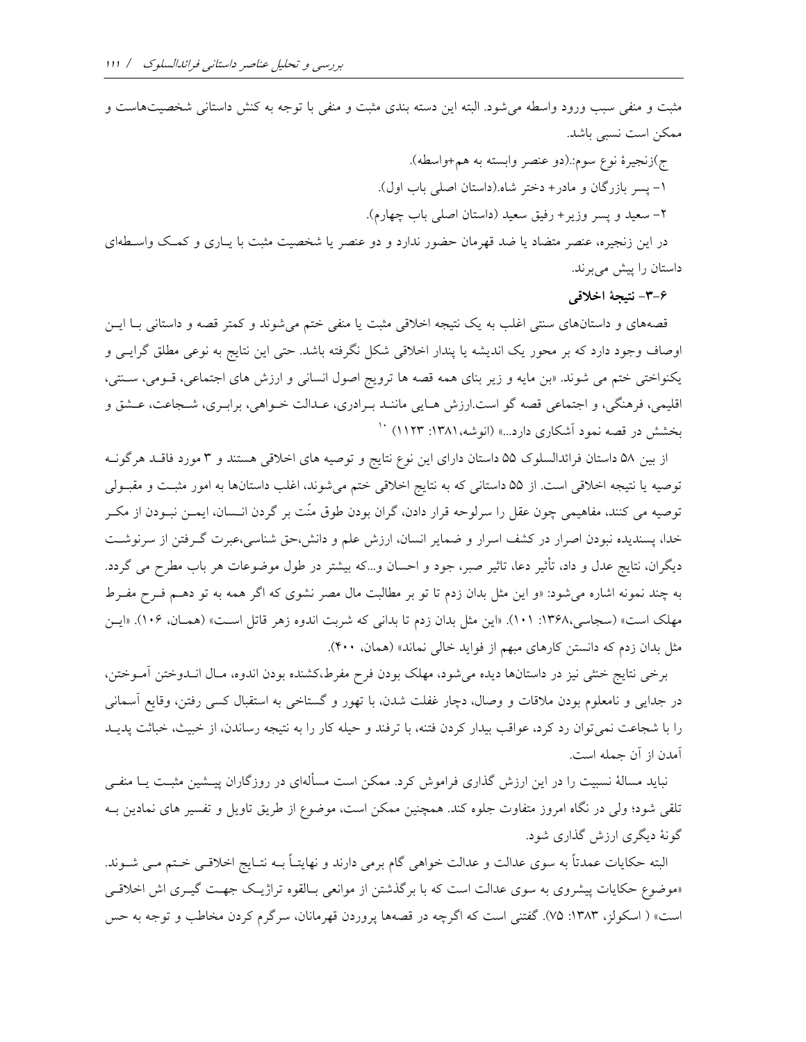مثبت و منفی سبب ورود واسطه می‌شود. البته این دسته بندی مثبت و منفی با توجه به کنش داستانی شخصیت‌هاست و ممکن است نسبی باشد.

ج)زنجیرهٔ نوع سوم:.(دو عنصر وابسته به هم+واسطه).

۱- پسر بازرگان و مادر+ دختر شاه.(داستان اصلی باب اول).

۲- سعید و پسر وزیر+ رفیق سعید (داستان اصلی باب چهارم).

در این زنجیره، عنصر متضاد یا ضد قهرمان حضور ندارد و دو عنصر یا شخصیت مثبت با یاری و کمک واسطه‌ای داستان را پیش می‌برند.

### ۶-۳- نتیجهٔ اخلاقی

قصه‌های و داستان‌های سنتی اغلب به یک نتیجه اخلاقی مثبت یا منفی ختم می‌شوند و کمتر قصه و داستانی با این اوصاف وجود دارد که بر محور یک اندیشه یا پندار اخلاقی شکل نگرفته باشد. حتی این نتایج به نوعی مطلق گرایی و یکنواختی ختم می شوند. «بن مایه و زیر بنای همه قصه ها قصه ها ترویج اصول انسانی و ارزش های اجتماعی، قومی، سنتی، اقلیمی، فرهنگی، و اجتماعی قصه گو است.ارزش هایی مانند برادری، عدالت خواهی، برابری، شجاعت، عشق و بخشش در قصه نمود آشکاری دارد...» (انوشه،۱۳۸۱: ۱۱۲۳) [۱۰]

از بین ۵۸ داستان فرائدالسلوک ۵۵ داستان دارای این نوع نتایج و توصیه های اخلاقی هستند و ۳ مورد فاقد هرگونه توصیه یا نتیجه اخلاقی است. از ۵۵ داستانی که به نتایج اخلاقی ختم می‌شوند، اغلب داستان‌ها به امور مثبت و مقبولی توصیه می کنند، مفاهیمی چون عقل را سرلوحه قرار دادن، گران بودن طوق منّت بر گردن انسان، ایمن نبودن از مکر خدا، پسندیده نبودن اصرار در کشف اسرار و ضمایر انسان، ارزش علم و دانش،حق شناسی،عبرت گرفتن از سرنوشت دیگران، نتایج عدل و داد، تأثیر دعا، تاثیر صبر، جود و احسان و...که بیشتر در طول موضوعات هر باب مطرح می گردد. به چند نمونه اشاره می‌شود: «و این مثل بدان زدم تا تو بر مطالبت مال مصر نشوی که اگر همه به تو دهم فرح مفرط مهلک است» (سجاسی،۱۳۶۸: ۱۰۱). «این مثل بدان زدم تا بدانی که شربت اندوه زهر قاتل است» (همان، ۱۰۶). «این مثل بدان زدم که دانستن کارهای مبهم از فواید خالی نماند» (همان، ۴۰۰).

برخی نتایج خنثی نیز در داستان‌ها دیده می‌شود، مهلک بودن فرح مفرط،کشنده بودن اندوه، مال اندوختن آموختن، در جدایی و نامعلوم بودن ملاقات و وصال، دچار غفلت شدن، با تهور و گستاخی به استقبال کسی رفتن، وقایع آسمانی را با شجاعت نمی‌توان رد کرد، عواقب بیدار کردن فتنه، با ترفند و حیله کار را به نتیجه رساندن، از خبیث، خباثت پدید آمدن از آن جمله است.

نباید مسالهٔ نسبیت را در این ارزش گذاری فراموش کرد. ممکن است مسأله‌ای در روزگاران پیشین مثبت یا منفی تلقی شود؛ ولی در نگاه امروز متفاوت جلوه کند. همچنین ممکن است، موضوع از طریق تاویل و تفسیر های نمادین به گونهٔ دیگری ارزش گذاری شود.

البته حکایات عمدتاً به سوی عدالت و عدالت خواهی گام برمی دارند و نهایتاً بـه نتایج اخلاقی ختم می شوند. «موضوع حکایات پیشروی به سوی عدالت است که با برگذشتن از موانعی بالقوه تراژیک جهت گیری اش اخلاقی است» ( اسکولز، ۱۳۸۳: ۷۵). گفتنی است که اگرچه در قصه‌ها پروردن قهرمانان، سرگرم کردن مخاطب و توجه به حس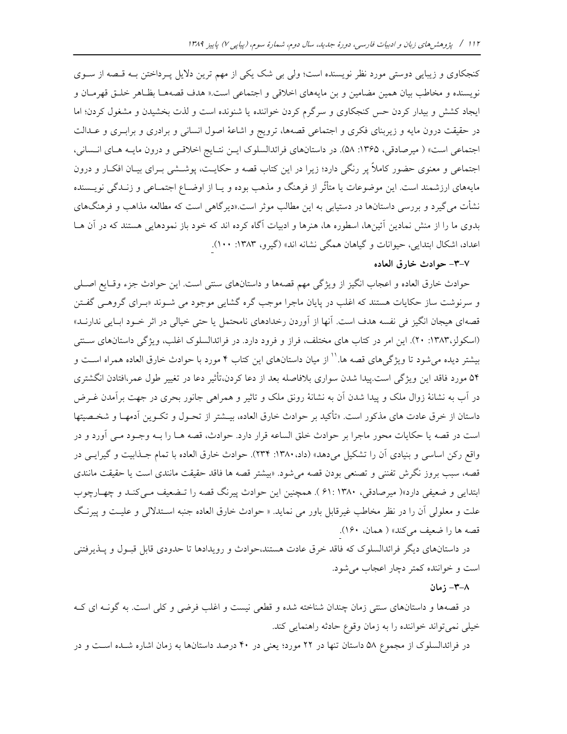کنجکاوی و زیبایی دوستی مورد نظر نویسنده است؛ ولی بی شک یکی از مهم ترین دلایل پرداختن بـه قـصه از سـوی نویسنده و مخاطب بیان همین مضامین و بن مایه‌های اخلاقی و اجتماعی است.« هدف قصه‌هـا بظـاهر خلـق قهرمـان و ایجاد کشش و بیدار کردن حس کنجکاوی و سرگرم کردن خواننده یا شنونده است و لذت بخشیدن و مشغول کردن؛ اما در حقیقت درون مایه و زیربنای فکری و اجتماعی قصه‌ها، ترویج و اشاعهٔ اصول انسانی و برادری و برابـری و عـدالت اجتماعی است» ( میرصادقی، ۱۳۶۵: ۵۸). در داستان‌های فرائدالسلوک ایـن نتـایج اخلاقـی و درون مایـه هـای انـسانی، اجتماعی و معنوی حضور کاملاً پر رنگی دارد؛ زیرا در این کتاب قصه و حکایـت، پوشـشی بـرای بیـان افکـار و درون مایه‌های ارزشمند است. این موضوعات یا متأثّر از فرهنگ و مذهب بوده و یـا از اوضـاع اجتمـاعی و زنـدگی نویـسنده نشأت می‌گیرد و بررسی داستان‌ها در دستیابی به این مطالب موثر است.«دیرگاهی است که مطالعه مذاهب و فرهنگ‌های بدوی ما را از منش نمادین آئین‌ها، اسطوره ها، هنرها و ادبیات آگاه کرده اند که خود باز نمودهایی هستند که در آن هـا اعداد، اشکال ابتدایی، حیوانات و گیاهان همگی نشانه اند» (گیرو، ۱۳۸۳: ۱۰۰).

### ۷-۳- حوادث خارق العاده

حوادث خارق العاده و اعجاب انگیز از ویژگی مهم قصه‌ها و داستان‌های سنتی است. این حوادث جزء وقـایع اصـلی و سرنوشت ساز حکایات هستند که اغلب در پایان ماجرا موجب گره گشایی موجود می شـوند «بـرای گروهـی گفـتن قصه‌ای هیجان انگیز فی نفسه هدف است. آنها از آوردن رخدادهای نامحتمل یا حتی خیالی در اثر خـود ابـایی ندارنـد» (اسکولز،۱۳۸۳: ۲۰). این امر در کتاب های مختلف، فراز و فرود دارد. در فرائدالسلوک اغلب، ویژگی داستان‌های سـنتی بیشتر دیده می‌شود تا ویژگی‌های قصه ها.[۱۱] از میان داستان‌های این کتاب ۴ مورد با حوادث خارق العاده همراه اسـت و ۵۴ مورد فاقد این ویژگی است.پیدا شدن سواری بلافاصله بعد از دعا کردن،تأثیر دعا در تغییر طول عمر،افتادن انگشتری در آب به نشانهٔ زوال ملک و پیدا شدن آن به نشانهٔ رونق ملک و تاثیر و همراهی جانور بحری در جهت برآمدن غـرض داستان از خرق عادت های مذکور است. «تأکید بر حوادث خارق العاده، بیـشتر از تحـول و تکـوین آدمهـا و شخـصیتها است در قصه یا حکایات محور ماجرا بر حوادث خلق الساعه قرار دارد. حوادث، قصه هـا را بـه وجـود مـی آورد و در واقع رکن اساسی و بنیادی آن را تشکیل می‌دهد» (داد،۱۳۸۰: ۲۳۴). حوادث خارق العاده با تمام جـذابیت و گیرایـی در قصه، سبب بروز نگرش تفننی و تصنعی بودن قصه می‌شود. «بیشتر قصه ها فاقد حقیقت مانندی است یا حقیقت مانندی ابتدایی و ضعیفی دارد»( میرصادقی، ۱۳۸۰ :۶۱ ). همچنین این حوادث پیرنگ قصه را تـضعیف مـی‌کنـد و چهـارچوب علت و معلولی آن را در نظر مخاطب غیرقابل باور می نماید. « حوادث خارق العاده جنبه اسـتدلالی و علیـت و پیرنـگ قصه ها را ضعیف می‌کند» ( همان، ۱۶۰).

در داستان‌های دیگر فرائدالسلوک که فاقد خرق عادت هستند،حوادث و رویدادها تا حدودی قابل قبـول و پـذیرفتنی است و خواننده کمتر دچار اعجاب می‌شود.

### ۸-۳- زمان

در قصه‌ها و داستان‌های سنتی زمان چندان شناخته شده و قطعی نیست و اغلب فرضی و کلی است. به گونـه ای کـه خیلی نمی‌تواند خواننده را به زمان وقوع حادثه راهنمایی کند.

در فرائدالسلوک از مجموع ۵۸ داستان تنها در ۲۲ مورد؛ یعنی در ۴۰ درصد داستان‌ها به زمان اشاره شـده اسـت و در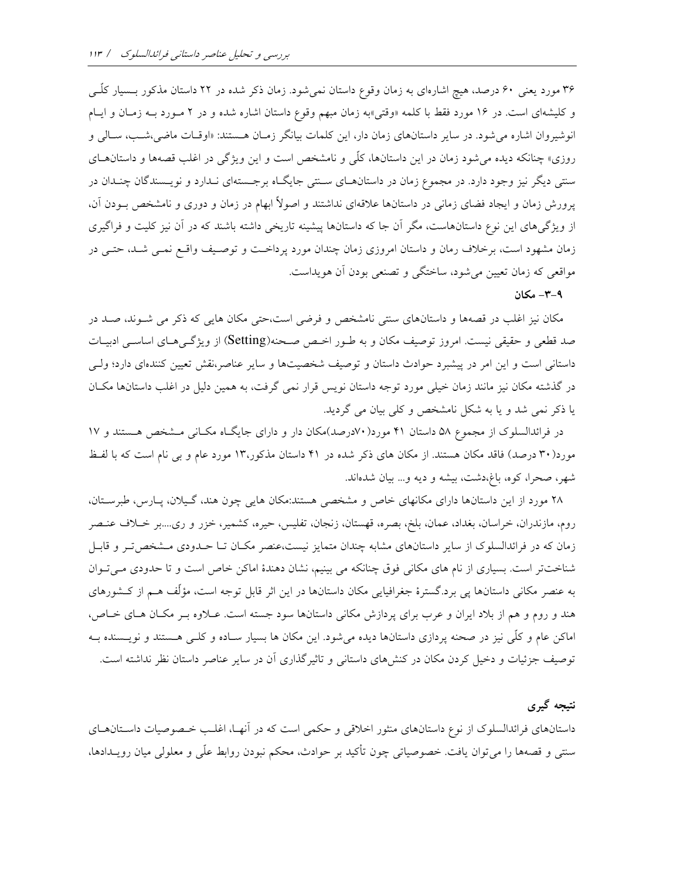۳۶ مورد یعنی ۶۰ درصد، هیچ اشاره‌ای به زمان وقوع داستان نمی‌شود. زمان ذکر شده در ۲۲ داستان مذکور بسیار کلّی و کلیشه‌ای است. در ۱۶ مورد فقط با کلمه «وقتی»به زمان مبهم وقوع داستان اشاره شده و در ۲ مورد به زمان و ایام انوشیروان اشاره می‌شود. در سایر داستان‌های زمان دار، این کلمات بیانگر زمان هستند: «اوقات ماضی،شب، سالی و روزی» چنانکه دیده می‌شود زمان در این داستان‌ها، کلّی و نامشخص است و این ویژگی در اغلب قصه‌ها و داستان‌های سنتی دیگر نیز وجود دارد. در مجموع زمان در داستان‌های سنتی جایگاه برجسته‌ای ندارد و نویسندگان چندان در پرورش زمان و ایجاد فضای زمانی در داستان‌ها علاقه‌ای نداشتند و اصولاً ابهام در زمان و دوری و نامشخص بودن آن، از ویژگی‌های این نوع داستان‌هاست، مگر آن جا که داستان‌ها پیشینه تاریخی داشته باشند که در آن نیز کلیت و فراگیری زمان مشهود است، برخلاف رمان و داستان امروزی زمان چندان مورد پرداخت و توصیف واقع نمی شد، حتی در مواقعی که زمان تعیین می‌شود، ساختگی و تصنعی بودن آن هویداست.

### ۹-۳- مکان

مکان نیز اغلب در قصه‌ها و داستان‌های سنتی نامشخص و فرضی است،حتی مکان هایی که ذکر می شوند، صد در صد قطعی و حقیقی نیست. امروز توصیف مکان و به طور اخص صحنه(Setting) از ویژگی‌های اساسی ادبیات داستانی است و این امر در پیشبرد حوادث داستان و توصیف شخصیت‌ها و سایر عناصر،نقش تعیین کننده‌ای دارد؛ ولی در گذشته مکان نیز مانند زمان خیلی مورد توجه داستان نویس قرار نمی گرفت، به همین دلیل در اغلب داستان‌ها مکان یا ذکر نمی شد و یا به شکل نامشخص و کلی بیان می گردید.

در فرائدالسلوک از مجموع ۵۸ داستان ۴۱ مورد(۷۰درصد)مکان دار و دارای جایگاه مکانی مشخص هستند و ۱۷ مورد(۳۰ درصد) فاقد مکان هستند. از مکان های ذکر شده در ۴۱ داستان مذکور،۱۳ مورد عام و بی نام است که با لفظ شهر، صحرا، کوه، باغ،دشت، بیشه و دیه و... بیان شده‌اند.

۲۸ مورد از این داستان‌ها دارای مکانهای خاص و مشخصی هستند:مکان هایی چون هند، گیلان، پارس، طبرستان، روم، مازندران، خراسان، بغداد، عمان، بلخ، بصره، قهستان، زنجان، تفلیس، حیره، کشمیر، خزر و ری....بر خلاف عنصر زمان که در فرائدالسلوک از سایر داستان‌های مشابه چندان متمایز نیست،عنصر مکان تا حدودی مشخص‌تر و قابل شناخت‌تر است. بسیاری از نام های مکانی فوق چنانکه می بینیم، نشان دهندهٔ اماکن خاص است و تا حدودی می‌توان به عنصر مکانی داستان‌ها پی برد.گسترهٔ جغرافیایی مکان داستان‌ها در این اثر قابل توجه است، مؤلّف هم از کشورهای هند و روم و هم از بلاد ایران و عرب برای پردازش مکانی داستان‌ها سود جسته است. علاوه بر مکان های خاص، اماکن عام و کلّی نیز در صحنه پردازی داستان‌ها دیده می‌شود. این مکان ها بسیار ساده و کلی هستند و نویسنده به توصیف جزئیات و دخیل کردن مکان در کنش‌های داستانی و تاثیرگذاری آن در سایر عناصر داستان نظر نداشته است.

## نتیجه گیری

داستان‌های فرائدالسلوک از نوع داستان‌های منثور اخلاقی و حکمی است که در آنها، اغلب خصوصیات داستان‌های سنتی و قصه‌ها را می‌توان یافت. خصوصیاتی چون تأکید بر حوادث، محکم نبودن روابط علّی و معلولی میان رویدادها،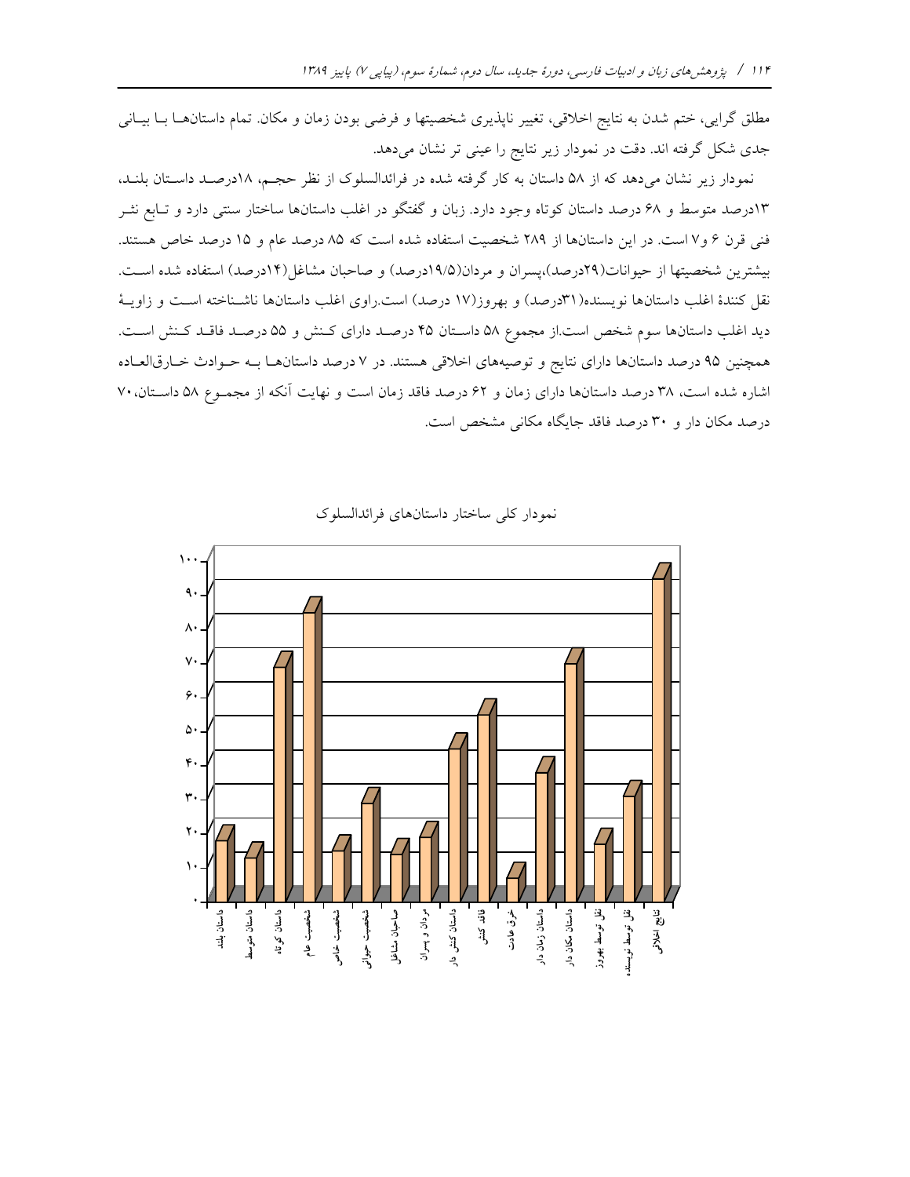مطلق گرایی، ختم شدن به نتایج اخلاقی، تغییر ناپذیری شخصیتها و فرضی بودن زمان و مکان. تمام داستان‌ها با بیانی جدی شکل گرفته اند. دقت در نمودار زیر نتایج را عینی تر نشان می‌دهد.

نمودار زیر نشان می‌دهد که از ۵۸ داستان به کار گرفته شده در فرائدالسلوک از نظر حجم، ۱۸درصد داستان بلند، ۱۳درصد متوسط و ۶۸ درصد داستان کوتاه وجود دارد. زبان و گفتگو در اغلب داستانها ساختار سنتی دارد و تابع نثر فنی قرن ۶ و۷ است. در این داستانها از ۲۸۹ شخصیت استفاده شده است که ۸۵ درصد عام و ۱۵ درصد خاص هستند. بیشترین شخصیتها از حیوانات(۲۹درصد)،پسران و مردان(۱۹/۵درصد) و صاحبان مشاغل(۱۴درصد) استفاده شده است. نقل کنندهٔ اغلب داستانها نویسنده(۳۱درصد) و بهروز(۱۷ درصد) است.راوی اغلب داستانها ناشناخته است و زاویهٔ دید اغلب داستانها سوم شخص است.از مجموع ۵۸ داستان ۴۵ درصد دارای کنش و ۵۵ درصد فاقد کنش است. همچنین ۹۵ درصد داستانها دارای نتایج و توصیه‌های اخلاقی هستند. در ۷ درصد داستانها به حوادث خارق‌العاده اشاره شده است، ۳۸ درصد داستانها دارای زمان و ۶۲ درصد فاقد زمان است و نهایت آنکه از مجموع ۵۸ داستان،۷۰ درصد مکان دار و ۳۰ درصد فاقد جایگاه مکانی مشخص است.

نمودار کلی ساختار داستانهای فرائدالسلوک

| داستان بلند | داستان متوسط | داستان کوتاه | شخصیت عام | شخصیت خاص | شخصیت حیوانی | صاحبان مشاغل | مردان و پسران | داستان کنش دار | فاقد کنش | خرق عادت | داستان زمان دار | داستان مکان دار | نقل توسط بهروز | نقل توسط نویسنده | نتایج اخلاقی |
|---|---|---|---|---|---|---|---|---|---|---|---|---|---|---|---|
| ۱۸ | ۱۳ | ۶۸ | ۸۵ | ۱۵ | ۲۹ | ۱۴ | ۱۹ | ۴۵ | ۵۵ | ۷ | ۳۸ | ۷۰ | ۱۷ | ۳۱ | ۹۵ |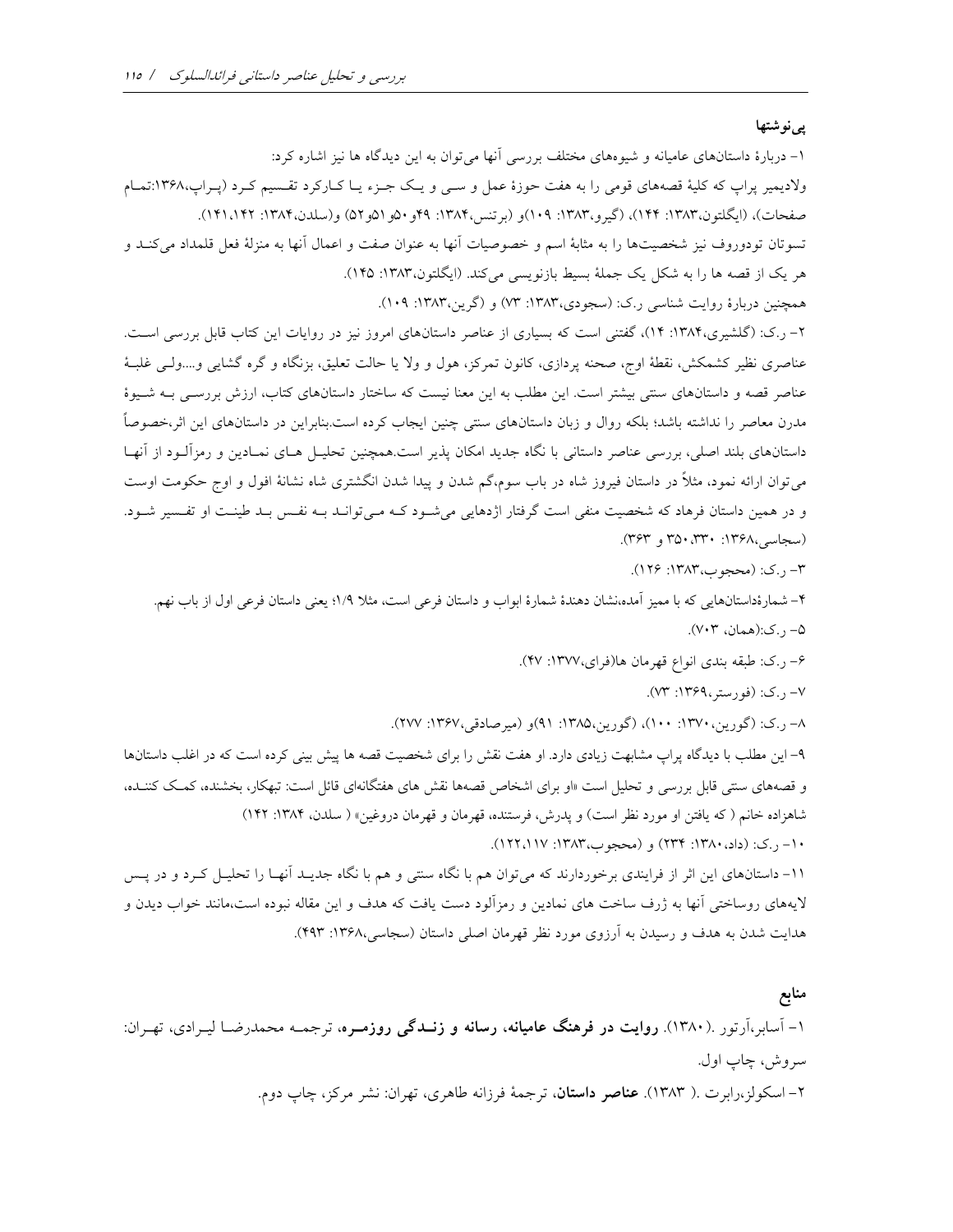## پی‌نوشتها

۱- دربارهٔ داستان‌های عامیانه و شیوه‌های مختلف بررسی آنها می‌توان به این دیدگاه ها نیز اشاره کرد:
ولادیمیر پراپ که کلیهٔ قصه‌های قومی را به هفت حوزهٔ عمل و سی و یک جزء یا کارکرد تقسیم کرد (پراپ،۱۳۶۸:تمام صفحات)، (ایگلتون،۱۳۸۳: ۱۴۴)، (گیرو،۱۳۸۳: ۱۰۹)و (برتنس،۱۳۸۴: ۴۹و۵۰و۵۱و۵۲) و(سلدن،۱۳۸۴: ۱۴۲،۱۴۱).
تسوتان تودوروف نیز شخصیت‌ها را به مثابهٔ اسم و خصوصیات آنها به عنوان صفت و اعمال آنها به منزلهٔ فعل قلمداد می‌کند و هر یک از قصه ها را به شکل یک جملهٔ بسیط بازنویسی می‌کند. (ایگلتون،۱۳۸۳: ۱۴۵).
همچنین دربارهٔ روایت شناسی ر.ک: (سجودی،۱۳۸۳: ۷۳) و (گرین،۱۳۸۳: ۱۰۹).

۲- ر.ک: (گلشیری،۱۳۸۴: ۱۴)، گفتنی است که بسیاری از عناصر داستان‌های امروز نیز در روایات این کتاب قابل بررسی است. عناصری نظیر کشمکش، نقطهٔ اوج، صحنه پردازی، کانون تمرکز، هول و ولا یا حالت تعلیق، بزنگاه و گره گشایی و....ولی غلبهٔ عناصر قصه و داستان‌های سنتی بیشتر است. این مطلب به این معنا نیست که ساختار داستان‌های کتاب، ارزش بررسی به شیوهٔ مدرن معاصر را نداشته باشد؛ بلکه روال و زبان داستان‌های سنتی چنین ایجاب کرده است.بنابراین در داستان‌های این اثر،خصوصاً داستان‌های بلند اصلی، بررسی عناصر داستانی با نگاه جدید امکان پذیر است.همچنین تحلیل های نمادین و رمزآلود از آنها می‌توان ارائه نمود، مثلاً در داستان فیروز شاه در باب سوم،گم شدن و پیدا شدن انگشتری شاه نشانهٔ افول و اوج حکومت اوست و در همین داستان فرهاد که شخصیت منفی است گرفتار اژدهایی می‌شود که می‌تواند به نفس بد طینت او تفسیر شود. (سجاسی،۱۳۶۸: ۳۳۰،۳۵۰ و ۳۶۳).

۳- ر.ک: (محجوب،۱۳۸۳: ۱۲۶).

۴- شمارهٔداستانهایی که با ممیز آمده،نشان دهندهٔ شمارهٔ ابواب و داستان فرعی است، مثلا ۱/۹؛ یعنی داستان فرعی اول از باب نهم.

۵- ر.ک:(همان، ۷۰۳).

۶- ر.ک: طبقه بندی انواع قهرمان ها(فرای،۱۳۷۷: ۴۷).

۷- ر.ک: (فورستر،۱۳۶۹: ۷۳).

۸- ر.ک: (گورین،۱۳۷۰: ۱۰۰)، (گورین،۱۳۸۵: ۹۱)و (میرصادقی،۱۳۶۷: ۲۷۷).

۹- این مطلب با دیدگاه پراپ مشابهت زیادی دارد. او هفت نقش را برای شخصیت قصه ها پیش بینی کرده است که در اغلب داستانها و قصه‌های سنتی قابل بررسی و تحلیل است «او برای اشخاص قصهها نقش های هفتگانه‌ای قائل است: تبهکار، بخشنده، کمک کننده، شاهزاده خانم ( که یافتن او مورد نظر است) و پدرش، فرستنده، قهرمان و قهرمان دروغین» ( سلدن، ۱۳۸۴: ۱۴۲)

۱۰- ر.ک: (داد،۱۳۸۰: ۲۳۴) و (محجوب،۱۳۸۳: ۱۲۲،۱۱۷).

۱۱- داستان‌های این اثر از فرایندی برخوردارند که می‌توان هم با نگاه سنتی و هم با نگاه جدید آنها را تحلیل کرد و در پس لایه‌های روساختی آنها به ژرف ساخت های نمادین و رمزآلود دست یافت که هدف و این مقاله نبوده است،مانند خواب دیدن و هدایت شدن به هدف و رسیدن به آرزوی مورد نظر قهرمان اصلی داستان (سجاسی،۱۳۶۸: ۴۹۳).

## منابع

۱- آسابر،آرتور .(۱۳۸۰). **روایت در فرهنگ عامیانه، رسانه و زندگی روزمره**، ترجمه محمدرضا لیرادی، تهران: سروش، چاپ اول.

۲- اسکولز،رابرت .( ۱۳۸۳). **عناصر داستان**، ترجمهٔ فرزانه طاهری، تهران: نشر مرکز، چاپ دوم.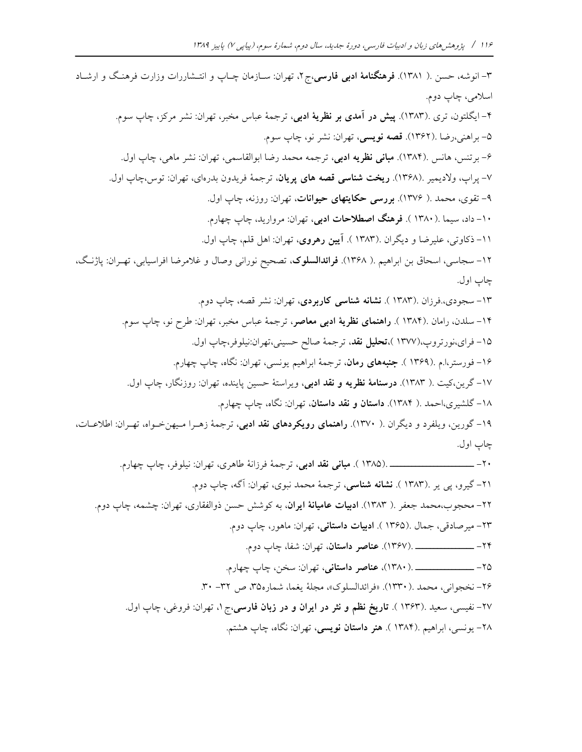۳- انوشه، حسن .( ۱۳۸۱). **فرهنگنامۀ ادبی فارسی**،ج۲، تهران: سازمان چاپ و انتشاررات وزارت فرهنگ و ارشاد اسلامی، چاپ دوم.

۴- ایگلتون، تری .(۱۳۸۳). **پیش در آمدی بر نظریۀ ادبی**، ترجمۀ عباس مخبر، تهران: نشر مرکز، چاپ سوم.

۵- براهنی،رضا .(۱۳۶۲). **قصه نویسی**، تهران: نشر نو، چاپ سوم.

۶- برتنس، هانس .(۱۳۸۴). **مبانی نظریه ادبی**، ترجمه محمد رضا ابوالقاسمی، تهران: نشر ماهی، چاپ اول.

۷- پراپ، ولادیمیر .(۱۳۶۸). **ریخت شناسی قصه های پریان**، ترجمۀ فریدون بدره‌ای، تهران: توس،چاپ اول.

۹- تقوی، محمد .( ۱۳۷۶). **بررسی حکایتهای حیوانات**، تهران: روزنه، چاپ اول.

۱۰- داد، سیما .(۱۳۸۰ ). **فرهنگ اصطلاحات ادبی**، تهران: مروارید، چاپ چهارم.

۱۱- ذکاوتی، علیرضا و دیگران .(۱۳۸۳ ). **آیین رهروی**، تهران: اهل قلم، چاپ اول.

۱۲- سجاسی، اسحاق بن ابراهیم .( ۱۳۶۸). **فرائدالسلوک**، تصحیح نورانی وصال و غلامرضا افراسیابی، تهران: پاژنگ، چاپ اول.

۱۳- سجودی،.فرزان .(۱۳۸۳ ). **نشانه شناسی کاربردی**، تهران: نشر قصه، چاپ دوم.

۱۴- سلدن، رامان .(۱۳۸۴ ). **راهنمای نظریۀ ادبی معاصر**، ترجمۀ عباس مخبر، تهران: طرح نو، چاپ سوم.

۱۵- فرای،نورتروپ،(۱۳۷۷ ).**تحلیل نقد**، ترجمۀ صالح حسینی،تهران:نیلوفر،چاپ اول.

۱۶- فورستر،ا.م .(۱۳۶۹ ). **جنبه‌های رمان**، ترجمۀ ابراهیم یونسی، تهران: نگاه، چاپ چهارم.

۱۷- گرین،کیت .( ۱۳۸۳). **درسنامۀ نظریه و نقد ادبی**، ویراستۀ حسین پاینده، تهران: روزنگار، چاپ اول.

۱۸- گلشیری،احمد .( ۱۳۸۴). **داستان و نقد داستان**، تهران: نگاه، چاپ چهارم.

۱۹- گورین، ویلفرد و دیگران .( ۱۳۷۰). **راهنمای رویکردهای نقد ادبی**، ترجمۀ زهرا میهن‌خواه، تهران: اطلاعات، چاپ اول.

۲۰- ـــــــــــــــــــ .(۱۳۸۵ ). **مبانی نقد ادبی**، ترجمۀ فرزانۀ طاهری، تهران: نیلوفر، چاپ چهارم.

۲۱- گیرو، پی یر .(۱۳۸۳ ). **نشانه شناسی**، ترجمۀ محمد نبوی، تهران: آگه، چاپ دوم.

۲۲- محجوب،محمد جعفر .( ۱۳۸۳). **ادبیات عامیانۀ ایران**، به کوشش حسن ذوالفقاری، تهران: چشمه، چاپ دوم.

۲۳- میرصادقی، جمال .(۱۳۶۵ ). **ادبیات داستانی**، تهران: ماهور، چاپ دوم.

۲۴- ـــــــــــــــــــ .(۱۳۶۷). **عناصر داستان**، تهران: شفا، چاپ دوم.

۲۵- ـــــــــــــــــــ .(۱۳۸۰)، **عناصر داستانی**، تهران: سخن، چاپ چهارم.

۲۶- نخجوانی، محمد .(۱۳۳۰). «فرائدالسلوک»، مجلۀ یغما، شماره۳۵، ص ۳۲- ۳۰.

۲۷- نفیسی، سعید .(۱۳۶۳ ). **تاریخ نظم و نثر در ایران و در زبان فارسی**،ج۱، تهران: فروغی، چاپ اول.

۲۸- یونسی، ابراهیم .(۱۳۸۴ ). **هنر داستان نویسی**، تهران: نگاه، چاپ هشتم.